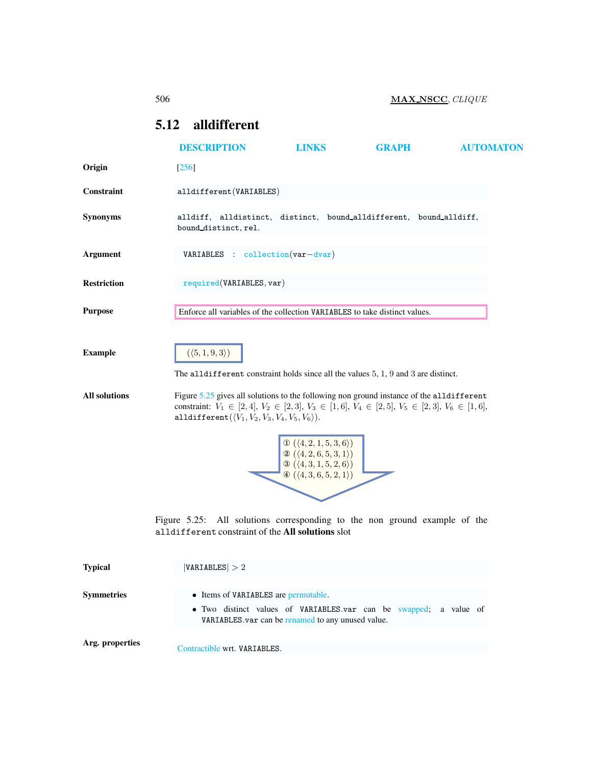## 5.12 alldifferent

DESCRIPTION LINKS GRAPH AUTOMATON

**Origin** [256]

**Constraint** alldifferent(VARIABLES)

**Synonyms** alldiff, alldistinct, distinct, bound_alldifferent, bound_alldiff, bound_distinct, rel.

**Argument** VARIABLES : collection(var−dvar)

**Restriction** required(VARIABLES, var)

**Purpose** Enforce all variables of the collection VARIABLES to take distinct values.

**Example** $(\langle 5, 1, 9, 3\rangle)$

The alldifferent constraint holds since all the values 5, 1, 9 and 3 are distinct.

**All solutions** Figure 5.25 gives all solutions to the following non ground instance of the alldifferent constraint: $V_1 \in [2, 4]$, $V_2 \in [2, 3]$, $V_3 \in [1, 6]$, $V_4 \in [2, 5]$, $V_5 \in [2, 3]$, $V_6 \in [1, 6]$, alldifferent$(\langle V_1, V_2, V_3, V_4, V_5, V_6\rangle)$.

① $(\langle 4, 2, 1, 5, 3, 6\rangle)$
② $(\langle 4, 2, 6, 5, 3, 1\rangle)$
③ $(\langle 4, 3, 1, 5, 2, 6\rangle)$
④ $(\langle 4, 3, 6, 5, 2, 1\rangle)$

Figure 5.25: All solutions corresponding to the non ground example of the alldifferent constraint of the **All solutions** slot

**Typical** $|$VARIABLES$| > 2$

**Symmetries**

- Items of VARIABLES are permutable.
- Two distinct values of VARIABLES.var can be swapped; a value of VARIABLES.var can be renamed to any unused value.

**Arg. properties** Contractible wrt. VARIABLES.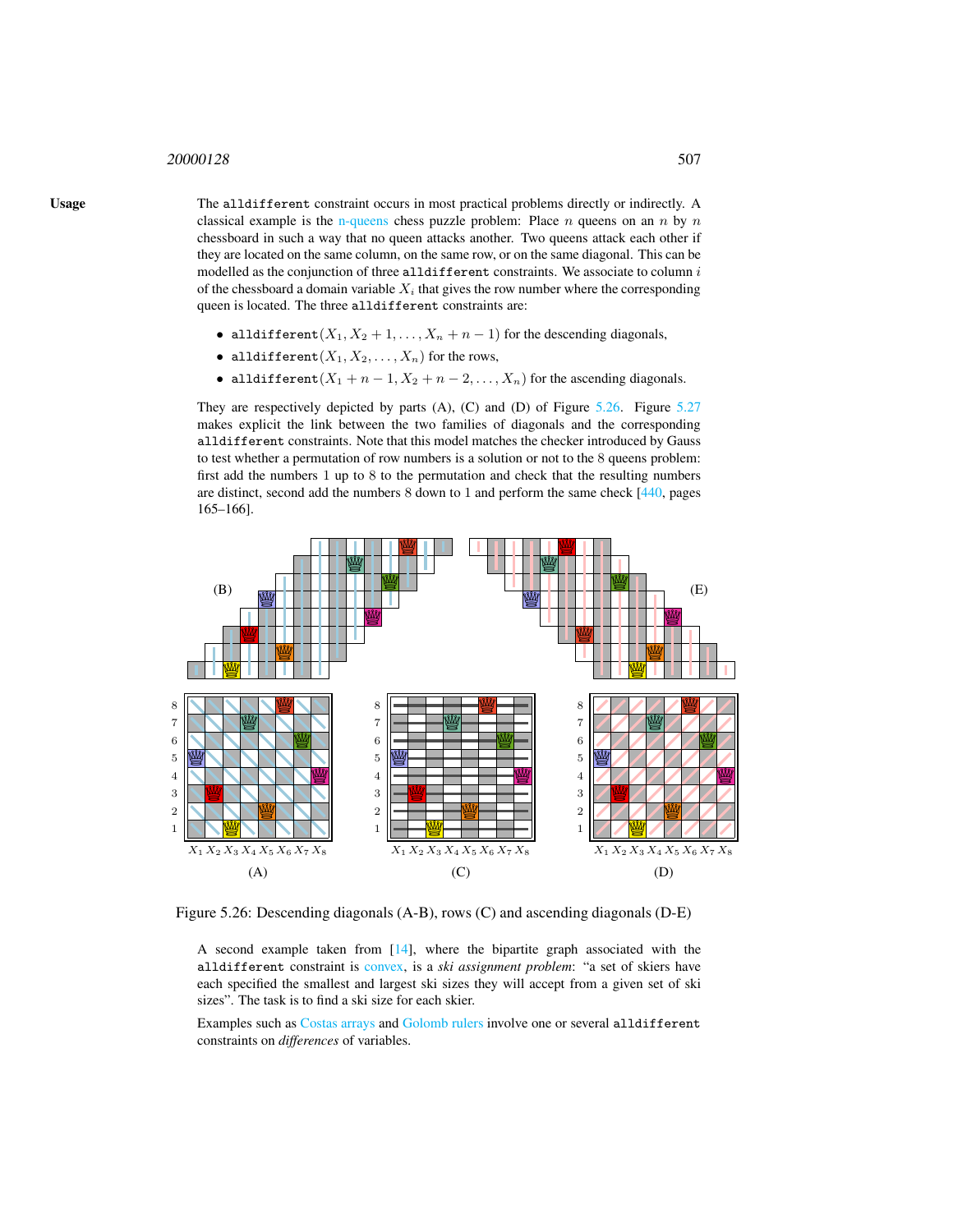**Usage**

The `alldifferent` constraint occurs in most practical problems directly or indirectly. A classical example is the n-queens chess puzzle problem: Place $n$ queens on an $n$ by $n$ chessboard in such a way that no queen attacks another. Two queens attack each other if they are located on the same column, on the same row, or on the same diagonal. This can be modelled as the conjunction of three `alldifferent` constraints. We associate to column $i$ of the chessboard a domain variable $X_i$ that gives the row number where the corresponding queen is located. The three `alldifferent` constraints are:

- `alldifferent`$(X_1, X_2 + 1, \ldots, X_n + n - 1)$ for the descending diagonals,
- `alldifferent`$(X_1, X_2, \ldots, X_n)$ for the rows,
- `alldifferent`$(X_1 + n - 1, X_2 + n - 2, \ldots, X_n)$ for the ascending diagonals.

They are respectively depicted by parts (A), (C) and (D) of Figure 5.26. Figure 5.27 makes explicit the link between the two families of diagonals and the corresponding `alldifferent` constraints. Note that this model matches the checker introduced by Gauss to test whether a permutation of row numbers is a solution or not to the 8 queens problem: first add the numbers 1 up to 8 to the permutation and check that the resulting numbers are distinct, second add the numbers 8 down to 1 and perform the same check [440, pages 165–166].

Figure 5.26: Descending diagonals (A-B), rows (C) and ascending diagonals (D-E)

A second example taken from [14], where the bipartite graph associated with the `alldifferent` constraint is convex, is a *ski assignment problem*: "a set of skiers have each specified the smallest and largest ski sizes they will accept from a given set of ski sizes". The task is to find a ski size for each skier.

Examples such as Costas arrays and Golomb rulers involve one or several `alldifferent` constraints on *differences* of variables.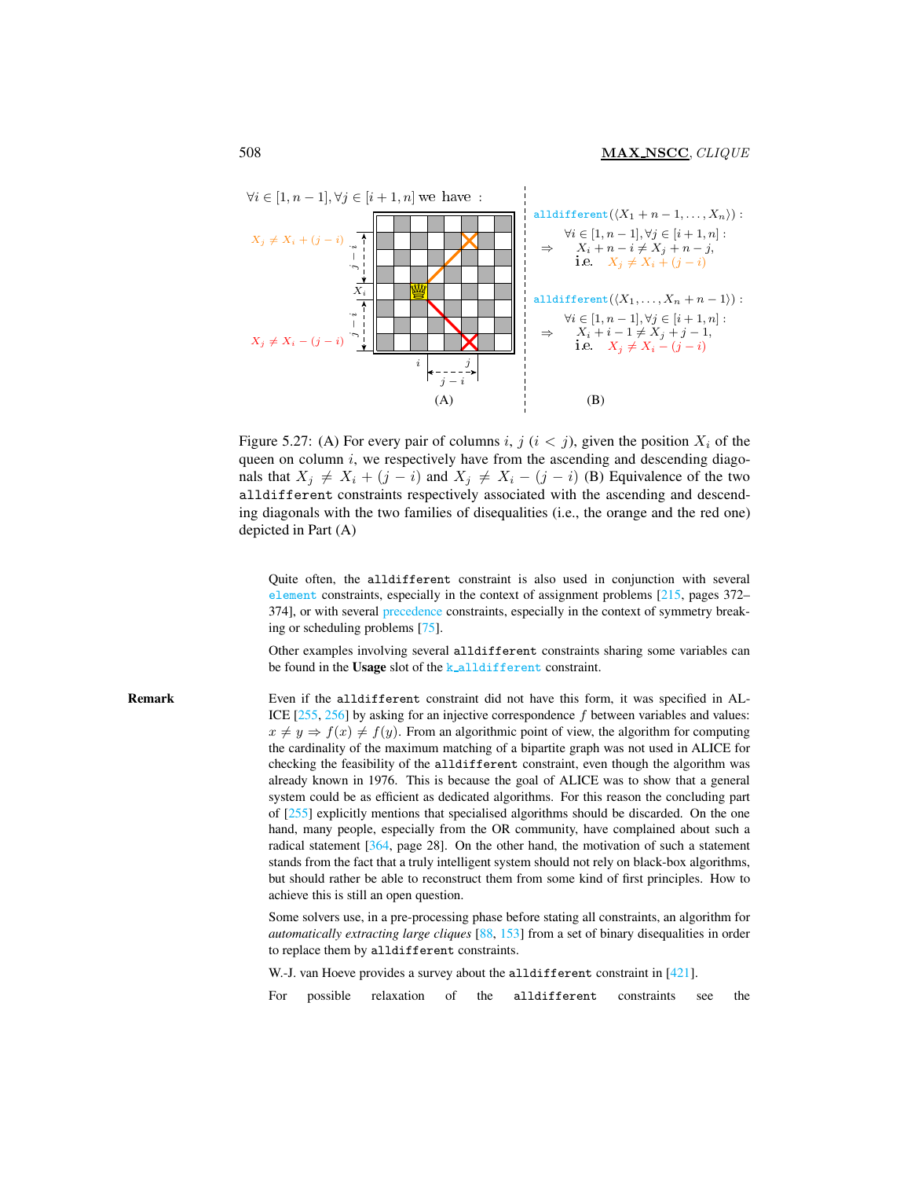$\forall i \in [1, n-1], \forall j \in [i+1, n]$ we have :

$X_j \neq X_i + (j-i)$

$X_j \neq X_i - (j-i)$

(A)

alldifferent$(\langle X_1 + n - 1, \ldots, X_n \rangle)$ :

$\Rightarrow$ $\forall i \in [1, n-1], \forall j \in [i+1, n]$ : $X_i + n - i \neq X_j + n - j$, i.e. $X_j \neq X_i + (j-i)$

alldifferent$(\langle X_1, \ldots, X_n + n - 1 \rangle)$ :

$\Rightarrow$ $\forall i \in [1, n-1], \forall j \in [i+1, n]$ : $X_i + i - 1 \neq X_j + j - 1$, i.e. $X_j \neq X_i - (j-i)$

(B)

Figure 5.27: (A) For every pair of columns $i$, $j$ ($i < j$), given the position $X_i$ of the queen on column $i$, we respectively have from the ascending and descending diagonals that $X_j \neq X_i + (j-i)$ and $X_j \neq X_i - (j-i)$ (B) Equivalence of the two alldifferent constraints respectively associated with the ascending and descending diagonals with the two families of disequalities (i.e., the orange and the red one) depicted in Part (A)

Quite often, the alldifferent constraint is also used in conjunction with several element constraints, especially in the context of assignment problems [215, pages 372–374], or with several precedence constraints, especially in the context of symmetry breaking or scheduling problems [75].

Other examples involving several alldifferent constraints sharing some variables can be found in the **Usage** slot of the k_alldifferent constraint.

**Remark**

Even if the alldifferent constraint did not have this form, it was specified in ALICE [255, 256] by asking for an injective correspondence $f$ between variables and values: $x \neq y \Rightarrow f(x) \neq f(y)$. From an algorithmic point of view, the algorithm for computing the cardinality of the maximum matching of a bipartite graph was not used in ALICE for checking the feasibility of the alldifferent constraint, even though the algorithm was already known in 1976. This is because the goal of ALICE was to show that a general system could be as efficient as dedicated algorithms. For this reason the concluding part of [255] explicitly mentions that specialised algorithms should be discarded. On the one hand, many people, especially from the OR community, have complained about such a radical statement [364, page 28]. On the other hand, the motivation of such a statement stands from the fact that a truly intelligent system should not rely on black-box algorithms, but should rather be able to reconstruct them from some kind of first principles. How to achieve this is still an open question.

Some solvers use, in a pre-processing phase before stating all constraints, an algorithm for *automatically extracting large cliques* [88, 153] from a set of binary disequalities in order to replace them by alldifferent constraints.

W.-J. van Hoeve provides a survey about the alldifferent constraint in [421].

For possible relaxation of the alldifferent constraints see the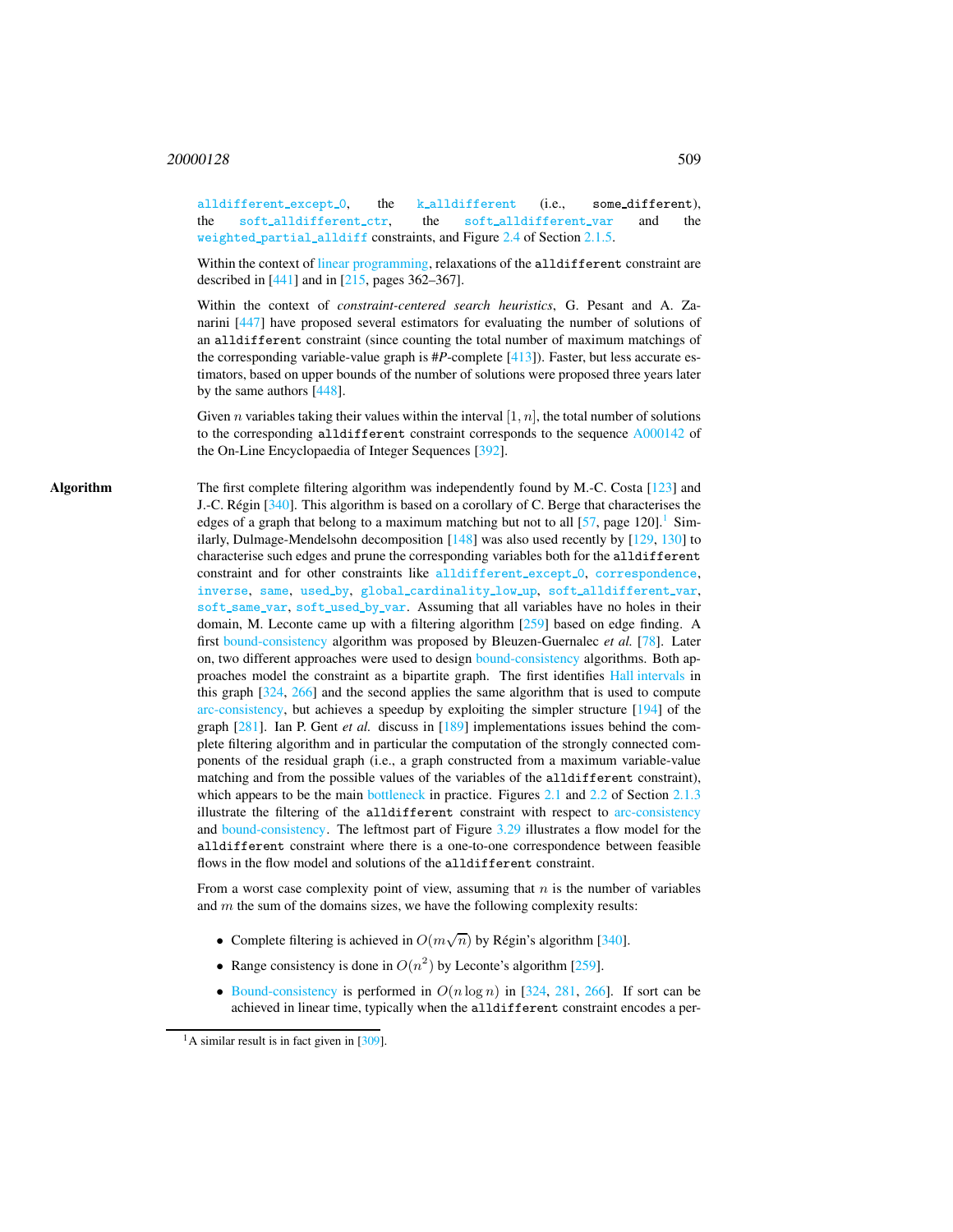alldifferent_except_0, the k_alldifferent (i.e., some_different), the soft_alldifferent_ctr, the soft_alldifferent_var and the weighted_partial_alldiff constraints, and Figure 2.4 of Section 2.1.5.

Within the context of linear programming, relaxations of the alldifferent constraint are described in [441] and in [215, pages 362–367].

Within the context of *constraint-centered search heuristics*, G. Pesant and A. Zanarini [447] have proposed several estimators for evaluating the number of solutions of an alldifferent constraint (since counting the total number of maximum matchings of the corresponding variable-value graph is #*P*-complete [413]). Faster, but less accurate estimators, based on upper bounds of the number of solutions were proposed three years later by the same authors [448].

Given $n$ variables taking their values within the interval $[1, n]$, the total number of solutions to the corresponding alldifferent constraint corresponds to the sequence A000142 of the On-Line Encyclopaedia of Integer Sequences [392].

**Algorithm**

The first complete filtering algorithm was independently found by M.-C. Costa [123] and J.-C. Régin [340]. This algorithm is based on a corollary of C. Berge that characterises the edges of a graph that belong to a maximum matching but not to all [57, page 120].[1] Similarly, Dulmage-Mendelsohn decomposition [148] was also used recently by [129, 130] to characterise such edges and prune the corresponding variables both for the alldifferent constraint and for other constraints like alldifferent_except_0, correspondence, inverse, same, used_by, global_cardinality_low_up, soft_alldifferent_var, soft_same_var, soft_used_by_var. Assuming that all variables have no holes in their domain, M. Leconte came up with a filtering algorithm [259] based on edge finding. A first bound-consistency algorithm was proposed by Bleuzen-Guernalec *et al.* [78]. Later on, two different approaches were used to design bound-consistency algorithms. Both approaches model the constraint as a bipartite graph. The first identifies Hall intervals in this graph [324, 266] and the second applies the same algorithm that is used to compute arc-consistency, but achieves a speedup by exploiting the simpler structure [194] of the graph [281]. Ian P. Gent *et al.* discuss in [189] implementations issues behind the complete filtering algorithm and in particular the computation of the strongly connected components of the residual graph (i.e., a graph constructed from a maximum variable-value matching and from the possible values of the variables of the alldifferent constraint), which appears to be the main bottleneck in practice. Figures 2.1 and 2.2 of Section 2.1.3 illustrate the filtering of the alldifferent constraint with respect to arc-consistency and bound-consistency. The leftmost part of Figure 3.29 illustrates a flow model for the alldifferent constraint where there is a one-to-one correspondence between feasible flows in the flow model and solutions of the alldifferent constraint.

From a worst case complexity point of view, assuming that $n$ is the number of variables and $m$ the sum of the domains sizes, we have the following complexity results:

- Complete filtering is achieved in $O(m\sqrt{n})$ by Régin's algorithm [340].
- Range consistency is done in $O(n^2)$ by Leconte's algorithm [259].
- Bound-consistency is performed in $O(n \log n)$ in [324, 281, 266]. If sort can be achieved in linear time, typically when the alldifferent constraint encodes a per-

[1] A similar result is in fact given in [309].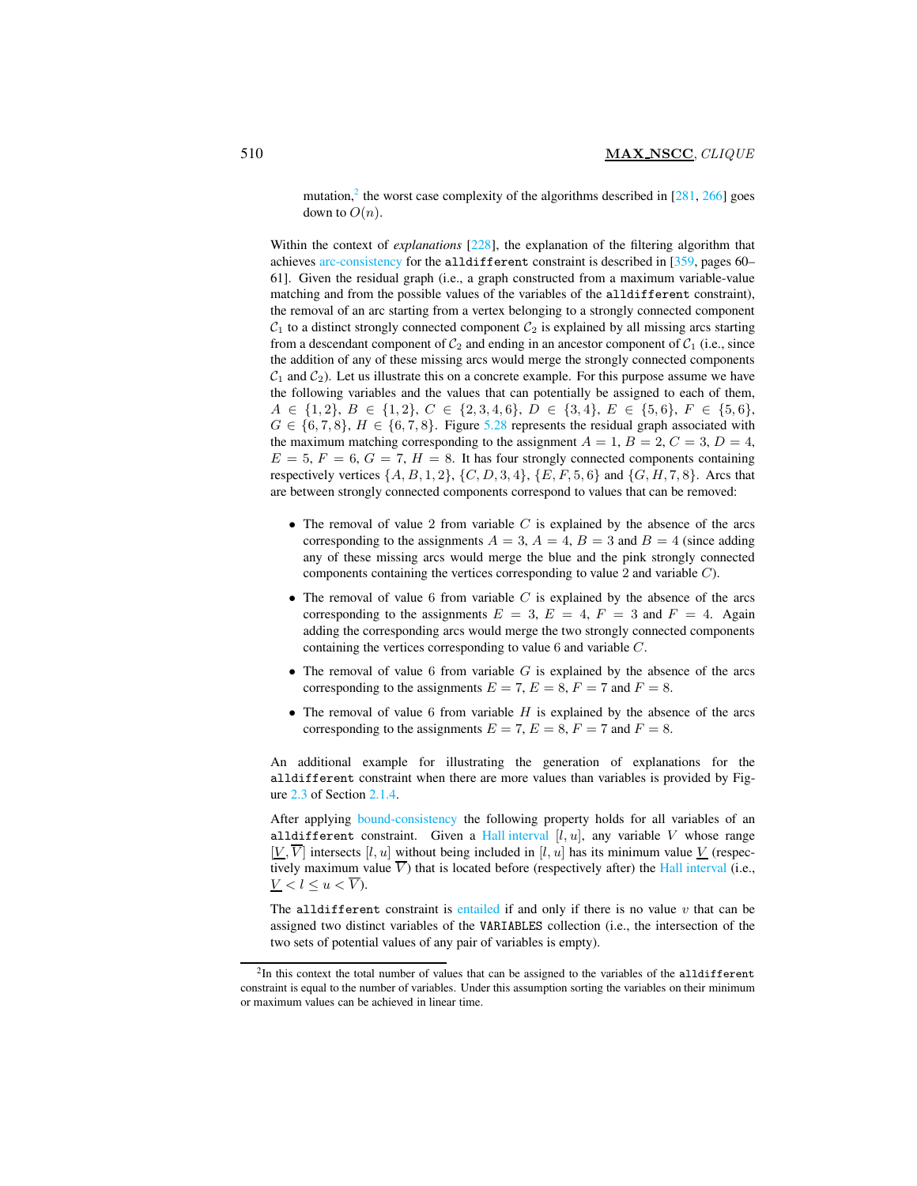mutation,[2] the worst case complexity of the algorithms described in [281, 266] goes down to $O(n)$.

Within the context of *explanations* [228], the explanation of the filtering algorithm that achieves arc-consistency for the `alldifferent` constraint is described in [359, pages 60–61]. Given the residual graph (i.e., a graph constructed from a maximum variable-value matching and from the possible values of the variables of the `alldifferent` constraint), the removal of an arc starting from a vertex belonging to a strongly connected component $\mathcal{C}_1$ to a distinct strongly connected component $\mathcal{C}_2$ is explained by all missing arcs starting from a descendant component of $\mathcal{C}_2$ and ending in an ancestor component of $\mathcal{C}_1$ (i.e., since the addition of any of these missing arcs would merge the strongly connected components $\mathcal{C}_1$ and $\mathcal{C}_2$). Let us illustrate this on a concrete example. For this purpose assume we have the following variables and the values that can potentially be assigned to each of them, $A \in \{1, 2\}$, $B \in \{1, 2\}$, $C \in \{2, 3, 4, 6\}$, $D \in \{3, 4\}$, $E \in \{5, 6\}$, $F \in \{5, 6\}$, $G \in \{6, 7, 8\}$, $H \in \{6, 7, 8\}$. Figure 5.28 represents the residual graph associated with the maximum matching corresponding to the assignment $A = 1$, $B = 2$, $C = 3$, $D = 4$, $E = 5$, $F = 6$, $G = 7$, $H = 8$. It has four strongly connected components containing respectively vertices $\{A, B, 1, 2\}$, $\{C, D, 3, 4\}$, $\{E, F, 5, 6\}$ and $\{G, H, 7, 8\}$. Arcs that are between strongly connected components correspond to values that can be removed:

- The removal of value 2 from variable $C$ is explained by the absence of the arcs corresponding to the assignments $A = 3$, $A = 4$, $B = 3$ and $B = 4$ (since adding any of these missing arcs would merge the blue and the pink strongly connected components containing the vertices corresponding to value 2 and variable $C$).
- The removal of value 6 from variable $C$ is explained by the absence of the arcs corresponding to the assignments $E = 3$, $E = 4$, $F = 3$ and $F = 4$. Again adding the corresponding arcs would merge the two strongly connected components containing the vertices corresponding to value 6 and variable $C$.
- The removal of value 6 from variable $G$ is explained by the absence of the arcs corresponding to the assignments $E = 7$, $E = 8$, $F = 7$ and $F = 8$.
- The removal of value 6 from variable $H$ is explained by the absence of the arcs corresponding to the assignments $E = 7$, $E = 8$, $F = 7$ and $F = 8$.

An additional example for illustrating the generation of explanations for the `alldifferent` constraint when there are more values than variables is provided by Figure 2.3 of Section 2.1.4.

After applying bound-consistency the following property holds for all variables of an `alldifferent` constraint. Given a Hall interval $[l, u]$, any variable $V$ whose range $[\underline{V}, \overline{V}]$ intersects $[l, u]$ without being included in $[l, u]$ has its minimum value $\underline{V}$ (respectively maximum value $\overline{V}$) that is located before (respectively after) the Hall interval (i.e., $\underline{V} < l \leq u < \overline{V}$).

The `alldifferent` constraint is entailed if and only if there is no value $v$ that can be assigned two distinct variables of the `VARIABLES` collection (i.e., the intersection of the two sets of potential values of any pair of variables is empty).

[2] In this context the total number of values that can be assigned to the variables of the `alldifferent` constraint is equal to the number of variables. Under this assumption sorting the variables on their minimum or maximum values can be achieved in linear time.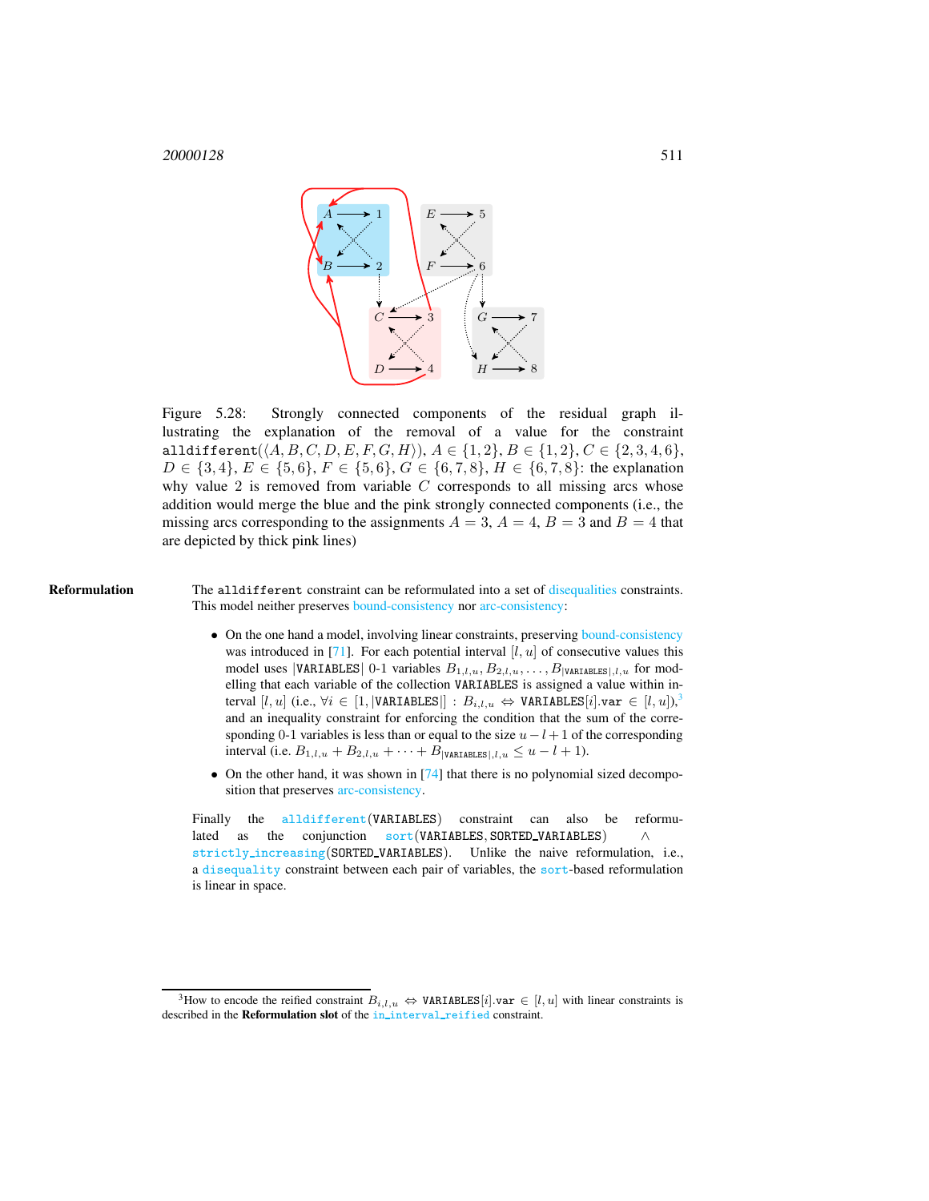Figure 5.28: Strongly connected components of the residual graph illustrating the explanation of the removal of a value for the constraint `alldifferent`($\langle A, B, C, D, E, F, G, H\rangle$), $A \in \{1, 2\}$, $B \in \{1, 2\}$, $C \in \{2, 3, 4, 6\}$, $D \in \{3, 4\}$, $E \in \{5, 6\}$, $F \in \{5, 6\}$, $G \in \{6, 7, 8\}$, $H \in \{6, 7, 8\}$: the explanation why value 2 is removed from variable $C$ corresponds to all missing arcs whose addition would merge the blue and the pink strongly connected components (i.e., the missing arcs corresponding to the assignments $A = 3$, $A = 4$, $B = 3$ and $B = 4$ that are depicted by thick pink lines)

**Reformulation**

The `alldifferent` constraint can be reformulated into a set of disequalities constraints. This model neither preserves bound-consistency nor arc-consistency:

- On the one hand a model, involving linear constraints, preserving bound-consistency was introduced in [71]. For each potential interval $[l, u]$ of consecutive values this model uses $|\texttt{VARIABLES}|$ 0-1 variables $B_{1,l,u}, B_{2,l,u}, \ldots, B_{|\texttt{VARIABLES}|,l,u}$ for modelling that each variable of the collection `VARIABLES` is assigned a value within interval $[l, u]$ (i.e., $\forall i \in [1, |\texttt{VARIABLES}|] : B_{i,l,u} \Leftrightarrow \texttt{VARIABLES}[i].\texttt{var} \in [l, u]$),[3] and an inequality constraint for enforcing the condition that the sum of the corresponding 0-1 variables is less than or equal to the size $u - l + 1$ of the corresponding interval (i.e. $B_{1,l,u} + B_{2,l,u} + \cdots + B_{|\texttt{VARIABLES}|,l,u} \leq u - l + 1$).
- On the other hand, it was shown in [74] that there is no polynomial sized decomposition that preserves arc-consistency.

Finally the `alldifferent`(`VARIABLES`) constraint can also be reformulated as the conjunction `sort`(`VARIABLES`, `SORTED_VARIABLES`) $\wedge$ `strictly_increasing`(`SORTED_VARIABLES`). Unlike the naive reformulation, i.e., a `disequality` constraint between each pair of variables, the `sort`-based reformulation is linear in space.

[3] How to encode the reified constraint $B_{i,l,u} \Leftrightarrow \texttt{VARIABLES}[i].\texttt{var} \in [l, u]$ with linear constraints is described in the **Reformulation slot** of the `in_interval_reified` constraint.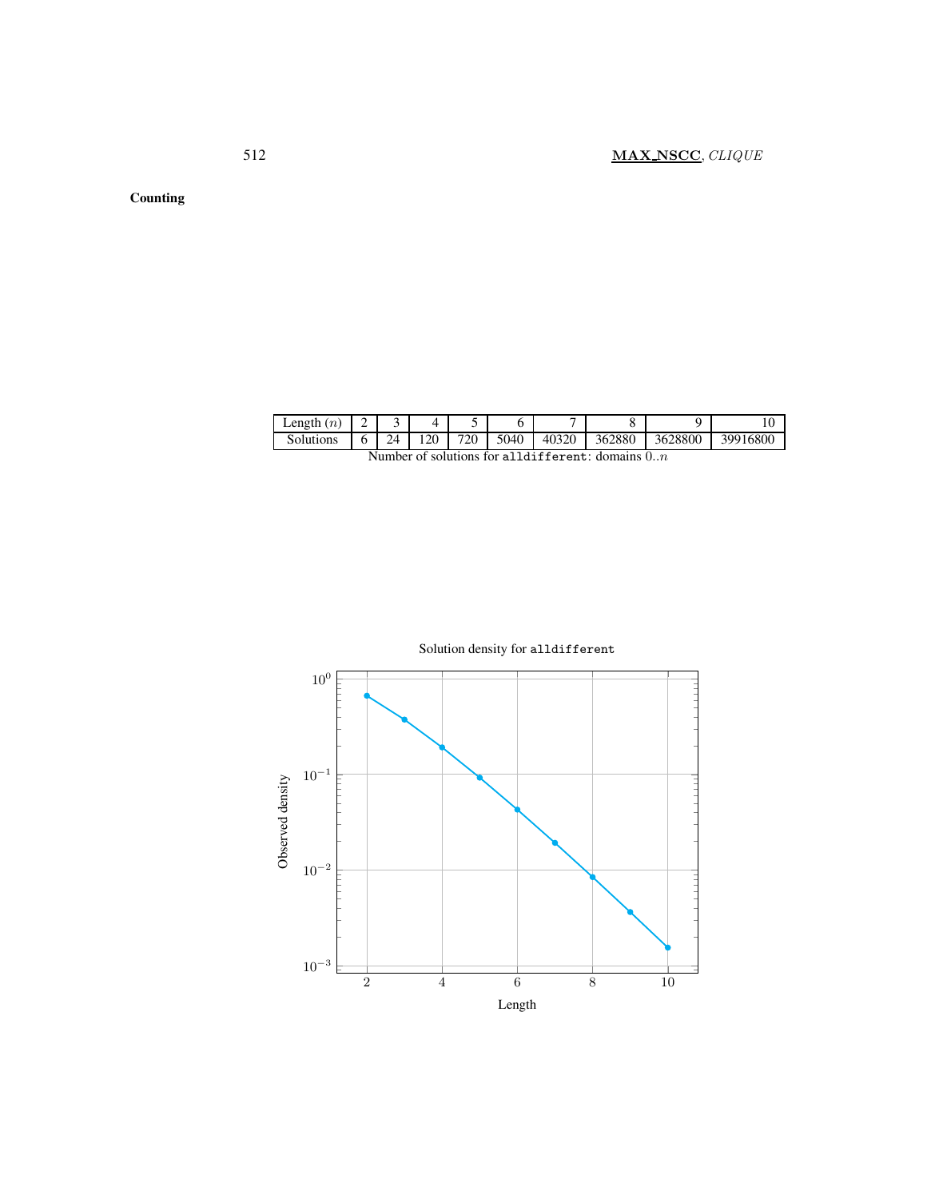**Counting**

| Length ($n$) | 2 | 3 | 4 | 5 | 6 | 7 | 8 | 9 | 10 |
|---|---|---|---|---|---|---|---|---|---|
| Solutions | 6 | 24 | 120 | 720 | 5040 | 40320 | 362880 | 3628800 | 39916800 |

Number of solutions for `alldifferent`: domains $0..n$

Solution density for `alldifferent`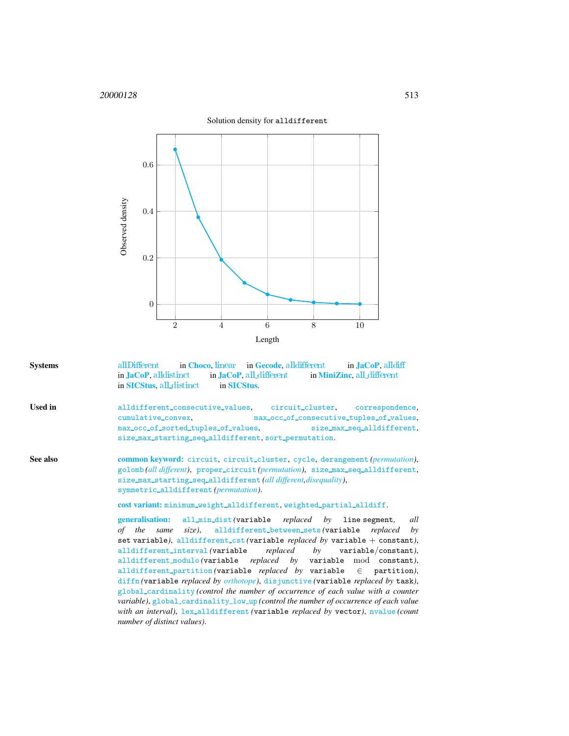Solution density for alldifferent

| Length | Observed density |
| --- | --- |
| 2 | 0.667 |
| 3 | 0.375 |
| 4 | 0.19 |
| 5 | 0.09 |
| 6 | 0.04 |
| 7 | 0.02 |
| 8 | 0.01 |
| 9 | 0.004 |
| 10 | 0.002 |

**Systems** allDifferent in **Choco**, linear in **Gecode**, alldifferent in **JaCoP**, alldiff in **JaCoP**, alldistinct in **JaCoP**, all_different in **MiniZinc**, all_different in **SICStus**, all_distinct in **SICStus**.

**Used in** `alldifferent_consecutive_values`, `circuit_cluster`, `correspondence`, `cumulative_convex`, `max_occ_of_consecutive_tuples_of_values`, `max_occ_of_sorted_tuples_of_values`, `size_max_seq_alldifferent`, `size_max_starting_seq_alldifferent`, `sort_permutation`.

**See also** **common keyword:** `circuit`, `circuit_cluster`, `cycle`, `derangement` *(permutation)*, `golomb` *(all different)*, `proper_circuit` *(permutation)*, `size_max_seq_alldifferent`, `size_max_starting_seq_alldifferent` *(all different,disequality)*, `symmetric_alldifferent` *(permutation)*.

**cost variant:** `minimum_weight_alldifferent`, `weighted_partial_alldiff`.

**generalisation:** `all_min_dist` *(*`variable` *replaced by* `line segment`*, all of the same size)*, `alldifferent_between_sets` *(*`variable` *replaced by* `set variable`*)*, `alldifferent_cst` *(*`variable` *replaced by* `variable` + `constant`*)*, `alldifferent_interval` *(*`variable` *replaced by* `variable`/`constant`*)*, `alldifferent_modulo` *(*`variable` *replaced by* `variable` mod `constant`*)*, `alldifferent_partition` *(*`variable` *replaced by* `variable` ∈ `partition`*)*, `diffn` *(*`variable` *replaced by orthotope)*, `disjunctive` *(*`variable` *replaced by* `task`*)*, `global_cardinality` *(control the number of occurrence of each value with a counter variable)*, `global_cardinality_low_up` *(control the number of occurrence of each value with an interval)*, `lex_alldifferent` *(*`variable` *replaced by* `vector`*)*, `nvalue` *(count number of distinct values)*.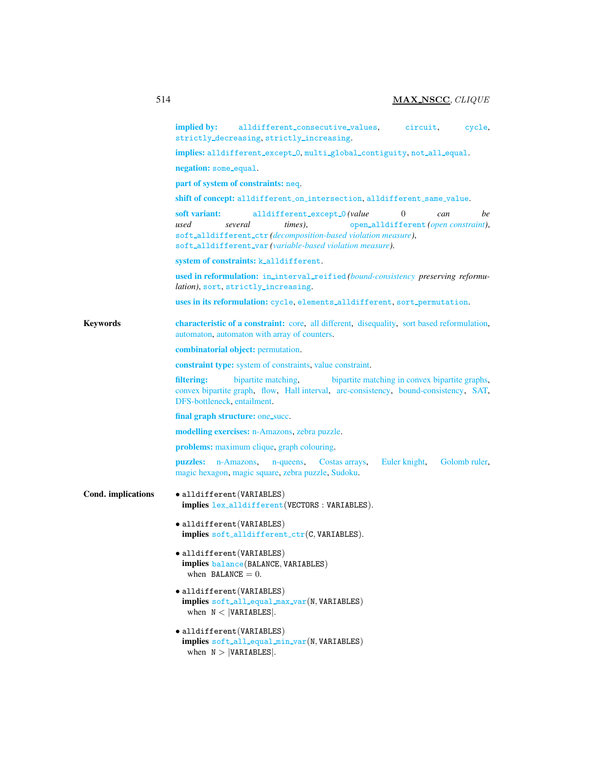**implied by:** alldifferent_consecutive_values, circuit, cycle, strictly_decreasing, strictly_increasing.

**implies:** alldifferent_except_0, multi_global_contiguity, not_all_equal.

**negation:** some_equal.

**part of system of constraints:** neq.

**shift of concept:** alldifferent_on_intersection, alldifferent_same_value.

**soft variant:** alldifferent_except_0 *(value 0 can be used several times)*, open_alldifferent *(open constraint)*, soft_alldifferent_ctr *(decomposition-based violation measure)*, soft_alldifferent_var *(variable-based violation measure)*.

**system of constraints:** k_alldifferent.

**used in reformulation:** in_interval_reified *(bound-consistency preserving reformulation)*, sort, strictly_increasing.

**uses in its reformulation:** cycle, elements_alldifferent, sort_permutation.

**Keywords**

**characteristic of a constraint:** core, all different, disequality, sort based reformulation, automaton, automaton with array of counters.

**combinatorial object:** permutation.

**constraint type:** system of constraints, value constraint.

**filtering:** bipartite matching, bipartite matching in convex bipartite graphs, convex bipartite graph, flow, Hall interval, arc-consistency, bound-consistency, SAT, DFS-bottleneck, entailment.

**final graph structure:** one_succ.

**modelling exercises:** n-Amazons, zebra puzzle.

**problems:** maximum clique, graph colouring.

**puzzles:** n-Amazons, n-queens, Costas arrays, Euler knight, Golomb ruler, magic hexagon, magic square, zebra puzzle, Sudoku.

**Cond. implications**

- alldifferent(VARIABLES)
  **implies** lex_alldifferent(VECTORS : VARIABLES).

- alldifferent(VARIABLES)
  **implies** soft_alldifferent_ctr(C, VARIABLES).

- alldifferent(VARIABLES)
  **implies** balance(BALANCE, VARIABLES)
  when BALANCE $= 0$.

- alldifferent(VARIABLES)
  **implies** soft_all_equal_max_var(N, VARIABLES)
  when N $<$ |VARIABLES|.

- alldifferent(VARIABLES)
  **implies** soft_all_equal_min_var(N, VARIABLES)
  when N $>$ |VARIABLES|.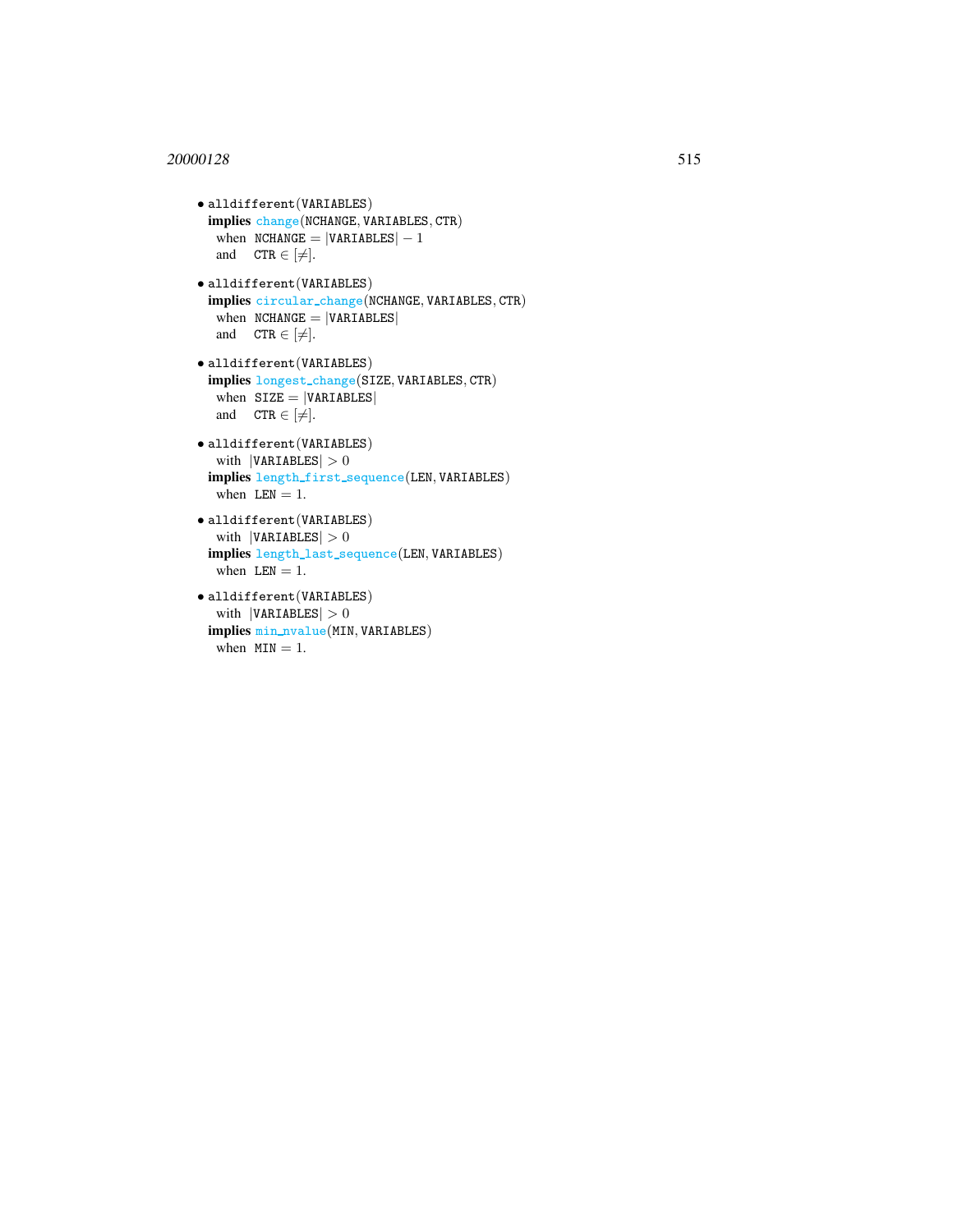- alldifferent(VARIABLES)
  **implies** change(NCHANGE, VARIABLES, CTR)
  when $\text{NCHANGE} = |\text{VARIABLES}| - 1$
  and $\text{CTR} \in [\neq]$.

- alldifferent(VARIABLES)
  **implies** circular_change(NCHANGE, VARIABLES, CTR)
  when $\text{NCHANGE} = |\text{VARIABLES}|$
  and $\text{CTR} \in [\neq]$.

- alldifferent(VARIABLES)
  **implies** longest_change(SIZE, VARIABLES, CTR)
  when $\text{SIZE} = |\text{VARIABLES}|$
  and $\text{CTR} \in [\neq]$.

- alldifferent(VARIABLES)
  with $|\text{VARIABLES}| > 0$
  **implies** length_first_sequence(LEN, VARIABLES)
  when $\text{LEN} = 1$.

- alldifferent(VARIABLES)
  with $|\text{VARIABLES}| > 0$
  **implies** length_last_sequence(LEN, VARIABLES)
  when $\text{LEN} = 1$.

- alldifferent(VARIABLES)
  with $|\text{VARIABLES}| > 0$
  **implies** min_nvalue(MIN, VARIABLES)
  when $\text{MIN} = 1$.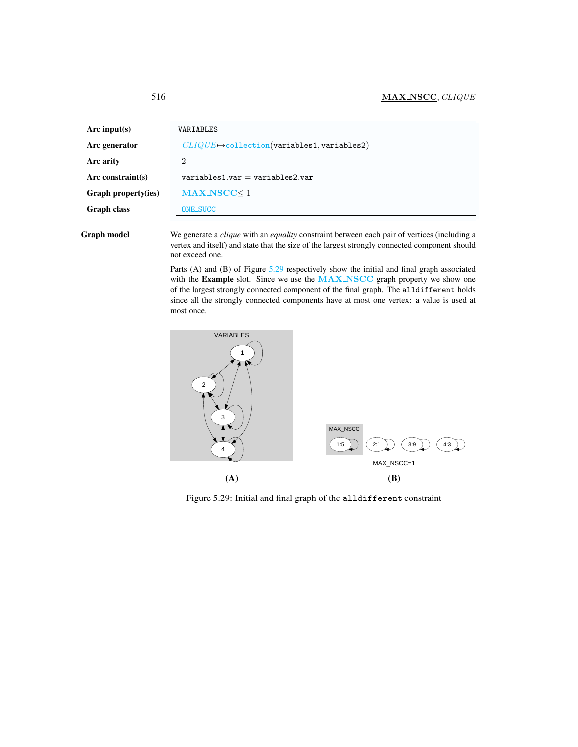| | |
|---|---|
| **Arc input(s)** | VARIABLES |
| **Arc generator** | *CLIQUE*↦collection(variables1, variables2) |
| **Arc arity** | 2 |
| **Arc constraint(s)** | variables1.var = variables2.var |
| **Graph property(ies)** | MAX_NSCC ≤ 1 |
| **Graph class** | ONE_SUCC |

**Graph model**

We generate a *clique* with an *equality* constraint between each pair of vertices (including a vertex and itself) and state that the size of the largest strongly connected component should not exceed one.

Parts (A) and (B) of Figure 5.29 respectively show the initial and final graph associated with the **Example** slot. Since we use the MAX_NSCC graph property we show one of the largest strongly connected component of the final graph. The alldifferent holds since all the strongly connected components have at most one vertex: a value is used at most once.

(A) (B)

Figure 5.29: Initial and final graph of the alldifferent constraint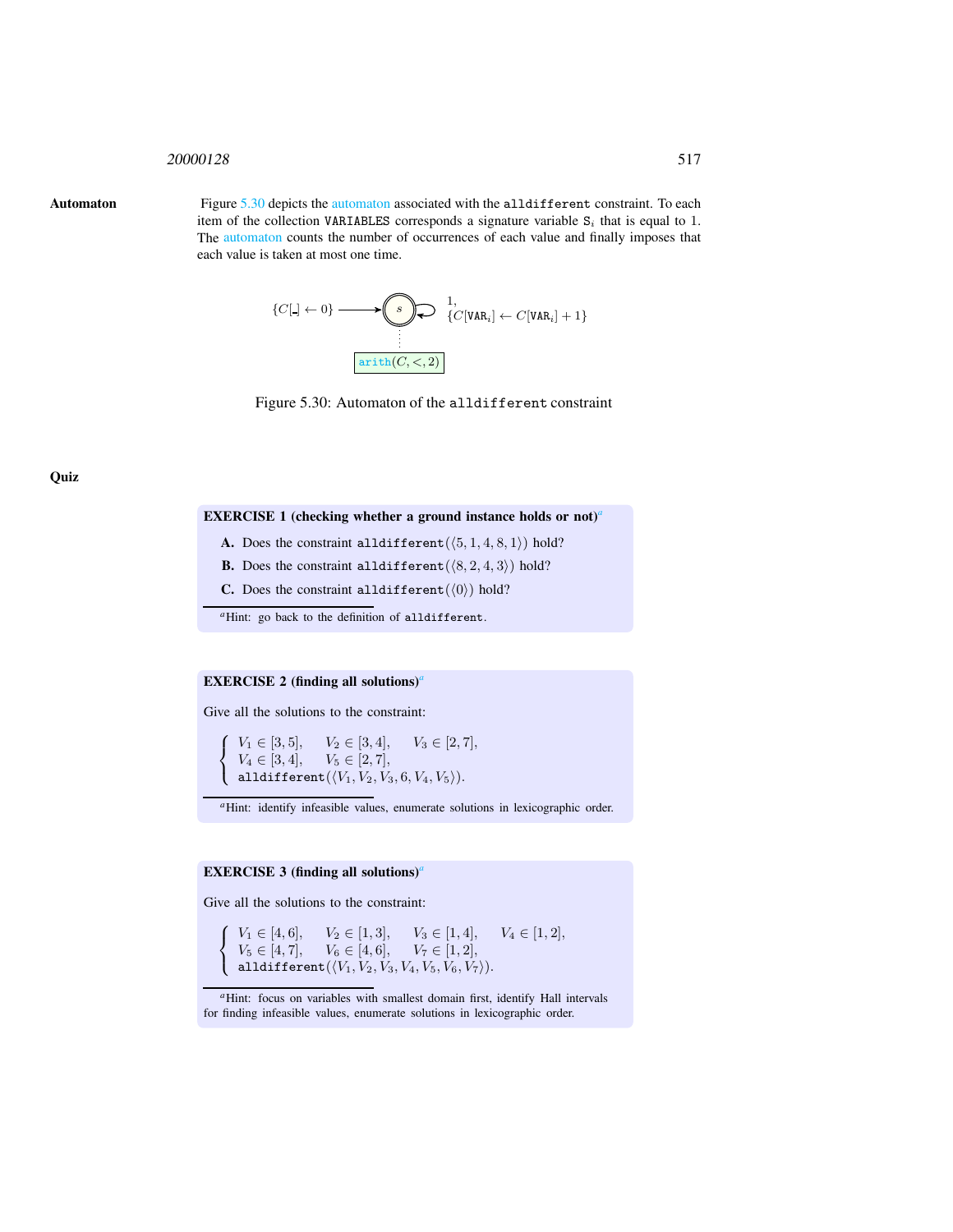**Automaton** Figure 5.30 depicts the automaton associated with the `alldifferent` constraint. To each item of the collection `VARIABLES` corresponds a signature variable $S_i$ that is equal to 1. The automaton counts the number of occurrences of each value and finally imposes that each value is taken at most one time.

$\{C[\_] \leftarrow 0\}$ → $s$ ; loop: 1, $\{C[\texttt{VAR}_i] \leftarrow C[\texttt{VAR}_i] + 1\}$ ; $\texttt{arith}(C, <, 2)$

Figure 5.30: Automaton of the `alldifferent` constraint

**Quiz**

**EXERCISE 1 (checking whether a ground instance holds or not)**[a]

**A.** Does the constraint $\texttt{alldifferent}(\langle 5, 1, 4, 8, 1\rangle)$ hold?

**B.** Does the constraint $\texttt{alldifferent}(\langle 8, 2, 4, 3\rangle)$ hold?

**C.** Does the constraint $\texttt{alldifferent}(\langle 0\rangle)$ hold?

[a]Hint: go back to the definition of `alldifferent`.

**EXERCISE 2 (finding all solutions)**[a]

Give all the solutions to the constraint:

$$\left\{\begin{array}{lll} V_1 \in [3,5], & V_2 \in [3,4], & V_3 \in [2,7], \\ V_4 \in [3,4], & V_5 \in [2,7], & \\ \multicolumn{3}{l}{\texttt{alldifferent}(\langle V_1, V_2, V_3, 6, V_4, V_5\rangle).} \end{array}\right.$$

[a]Hint: identify infeasible values, enumerate solutions in lexicographic order.

**EXERCISE 3 (finding all solutions)**[a]

Give all the solutions to the constraint:

$$\left\{\begin{array}{llll} V_1 \in [4,6], & V_2 \in [1,3], & V_3 \in [1,4], & V_4 \in [1,2], \\ V_5 \in [4,7], & V_6 \in [4,6], & V_7 \in [1,2], & \\ \multicolumn{4}{l}{\texttt{alldifferent}(\langle V_1, V_2, V_3, V_4, V_5, V_6, V_7\rangle).} \end{array}\right.$$

[a]Hint: focus on variables with smallest domain first, identify Hall intervals for finding infeasible values, enumerate solutions in lexicographic order.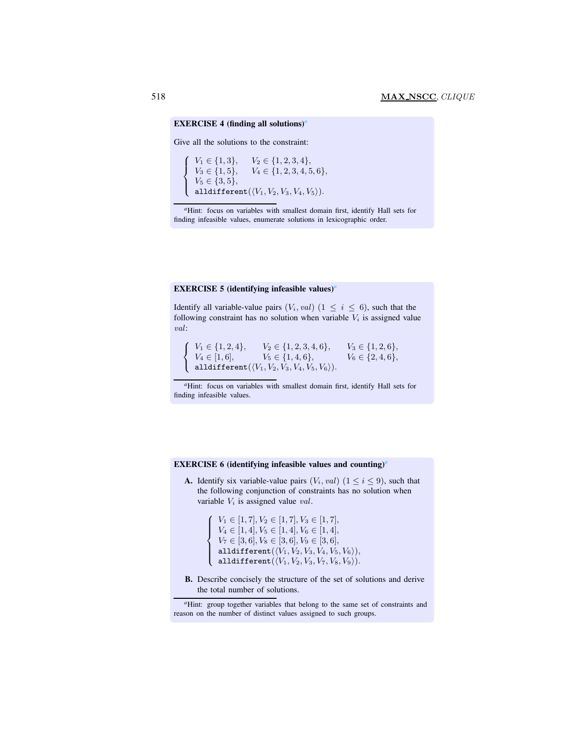**EXERCISE 4 (finding all solutions)**[a]

Give all the solutions to the constraint:

$$\left\{\begin{array}{ll} V_1 \in \{1,3\}, & V_2 \in \{1,2,3,4\}, \\ V_3 \in \{1,5\}, & V_4 \in \{1,2,3,4,5,6\}, \\ V_5 \in \{3,5\}, & \\ \multicolumn{2}{l}{\texttt{alldifferent}(\langle V_1,V_2,V_3,V_4,V_5\rangle).} \end{array}\right.$$

[a] Hint: focus on variables with smallest domain first, identify Hall sets for finding infeasible values, enumerate solutions in lexicographic order.

**EXERCISE 5 (identifying infeasible values)**[a]

Identify all variable-value pairs $(V_i, val)$ $(1 \leq i \leq 6)$, such that the following constraint has no solution when variable $V_i$ is assigned value $val$:

$$\left\{\begin{array}{lll} V_1 \in \{1,2,4\}, & V_2 \in \{1,2,3,4,6\}, & V_3 \in \{1,2,6\}, \\ V_4 \in [1,6], & V_5 \in \{1,4,6\}, & V_6 \in \{2,4,6\}, \\ \multicolumn{3}{l}{\texttt{alldifferent}(\langle V_1,V_2,V_3,V_4,V_5,V_6\rangle).} \end{array}\right.$$

[a] Hint: focus on variables with smallest domain first, identify Hall sets for finding infeasible values.

**EXERCISE 6 (identifying infeasible values and counting)**[a]

**A.** Identify six variable-value pairs $(V_i, val)$ $(1 \leq i \leq 9)$, such that the following conjunction of constraints has no solution when variable $V_i$ is assigned value $val$.

$$\left\{\begin{array}{l} V_1 \in [1,7], V_2 \in [1,7], V_3 \in [1,7], \\ V_4 \in [1,4], V_5 \in [1,4], V_6 \in [1,4], \\ V_7 \in [3,6], V_8 \in [3,6], V_9 \in [3,6], \\ \texttt{alldifferent}(\langle V_1,V_2,V_3,V_4,V_5,V_6\rangle), \\ \texttt{alldifferent}(\langle V_1,V_2,V_3,V_7,V_8,V_9\rangle). \end{array}\right.$$

**B.** Describe concisely the structure of the set of solutions and derive the total number of solutions.

[a] Hint: group together variables that belong to the same set of constraints and reason on the number of distinct values assigned to such groups.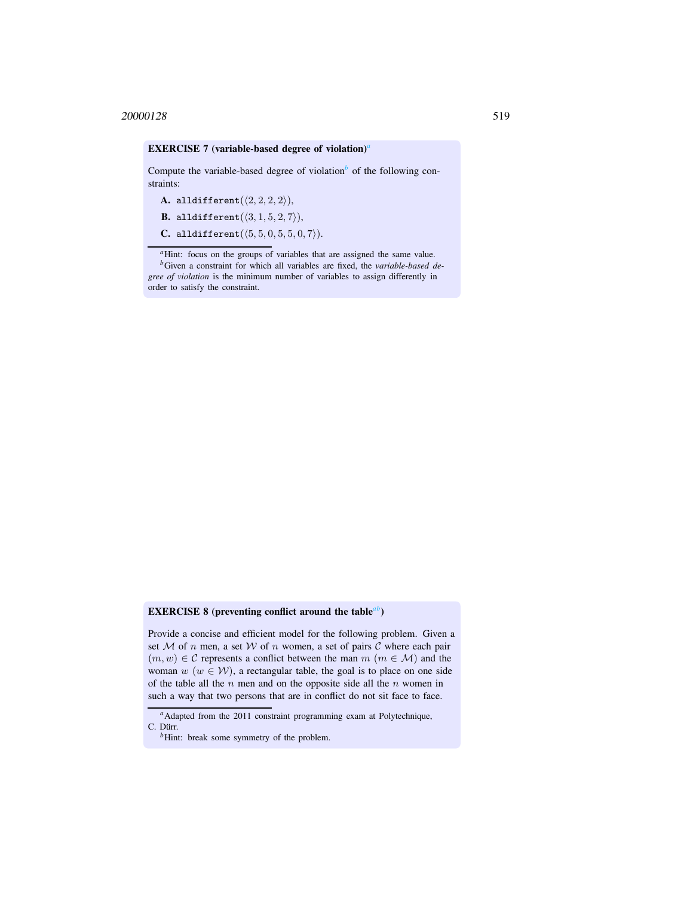**EXERCISE 7 (variable-based degree of violation)[a]**

Compute the variable-based degree of violation[b] of the following constraints:

**A.** `alldifferent`$(\langle 2, 2, 2, 2\rangle)$,

**B.** `alldifferent`$(\langle 3, 1, 5, 2, 7\rangle)$,

**C.** `alldifferent`$(\langle 5, 5, 0, 5, 5, 0, 7\rangle)$.

---

[a] Hint: focus on the groups of variables that are assigned the same value.

[b] Given a constraint for which all variables are fixed, the *variable-based degree of violation* is the minimum number of variables to assign differently in order to satisfy the constraint.

**EXERCISE 8 (preventing conflict around the table[a][b])**

Provide a concise and efficient model for the following problem. Given a set $\mathcal{M}$ of $n$ men, a set $\mathcal{W}$ of $n$ women, a set of pairs $\mathcal{C}$ where each pair $(m, w) \in \mathcal{C}$ represents a conflict between the man $m$ ($m \in \mathcal{M}$) and the woman $w$ ($w \in \mathcal{W}$), a rectangular table, the goal is to place on one side of the table all the $n$ men and on the opposite side all the $n$ women in such a way that two persons that are in conflict do not sit face to face.

---

[a] Adapted from the 2011 constraint programming exam at Polytechnique, C. Dürr.

[b] Hint: break some symmetry of the problem.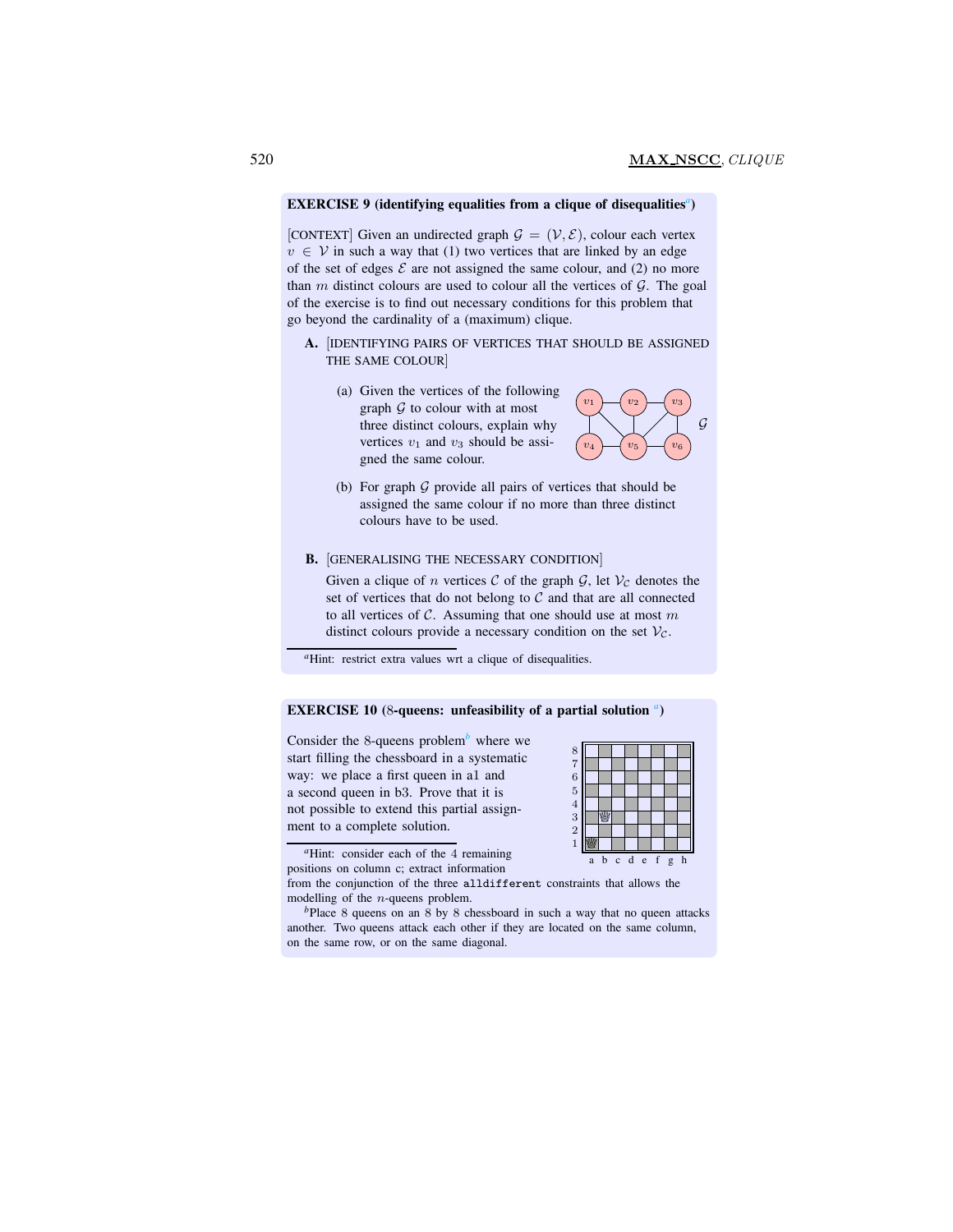**EXERCISE 9 (identifying equalities from a clique of disequalities[a])**

[CONTEXT] Given an undirected graph $\mathcal{G} = (\mathcal{V}, \mathcal{E})$, colour each vertex $v \in \mathcal{V}$ in such a way that (1) two vertices that are linked by an edge of the set of edges $\mathcal{E}$ are not assigned the same colour, and (2) no more than $m$ distinct colours are used to colour all the vertices of $\mathcal{G}$. The goal of the exercise is to find out necessary conditions for this problem that go beyond the cardinality of a (maximum) clique.

**A.** [IDENTIFYING PAIRS OF VERTICES THAT SHOULD BE ASSIGNED THE SAME COLOUR]

(a) Given the vertices of the following graph $\mathcal{G}$ to colour with at most three distinct colours, explain why vertices $v_1$ and $v_3$ should be assigned the same colour.

(b) For graph $\mathcal{G}$ provide all pairs of vertices that should be assigned the same colour if no more than three distinct colours have to be used.

**B.** [GENERALISING THE NECESSARY CONDITION]

Given a clique of $n$ vertices $\mathcal{C}$ of the graph $\mathcal{G}$, let $\mathcal{V}_\mathcal{C}$ denotes the set of vertices that do not belong to $\mathcal{C}$ and that are all connected to all vertices of $\mathcal{C}$. Assuming that one should use at most $m$ distinct colours provide a necessary condition on the set $\mathcal{V}_\mathcal{C}$.

[a]Hint: restrict extra values wrt a clique of disequalities.

**EXERCISE 10 (8-queens: unfeasibility of a partial solution [a])**

Consider the 8-queens problem[b] where we start filling the chessboard in a systematic way: we place a first queen in a1 and a second queen in b3. Prove that it is not possible to extend this partial assignment to a complete solution.

[a]Hint: consider each of the 4 remaining positions on column c; extract information from the conjunction of the three `alldifferent` constraints that allows the modelling of the $n$-queens problem.

[b]Place 8 queens on an 8 by 8 chessboard in such a way that no queen attacks another. Two queens attack each other if they are located on the same column, on the same row, or on the same diagonal.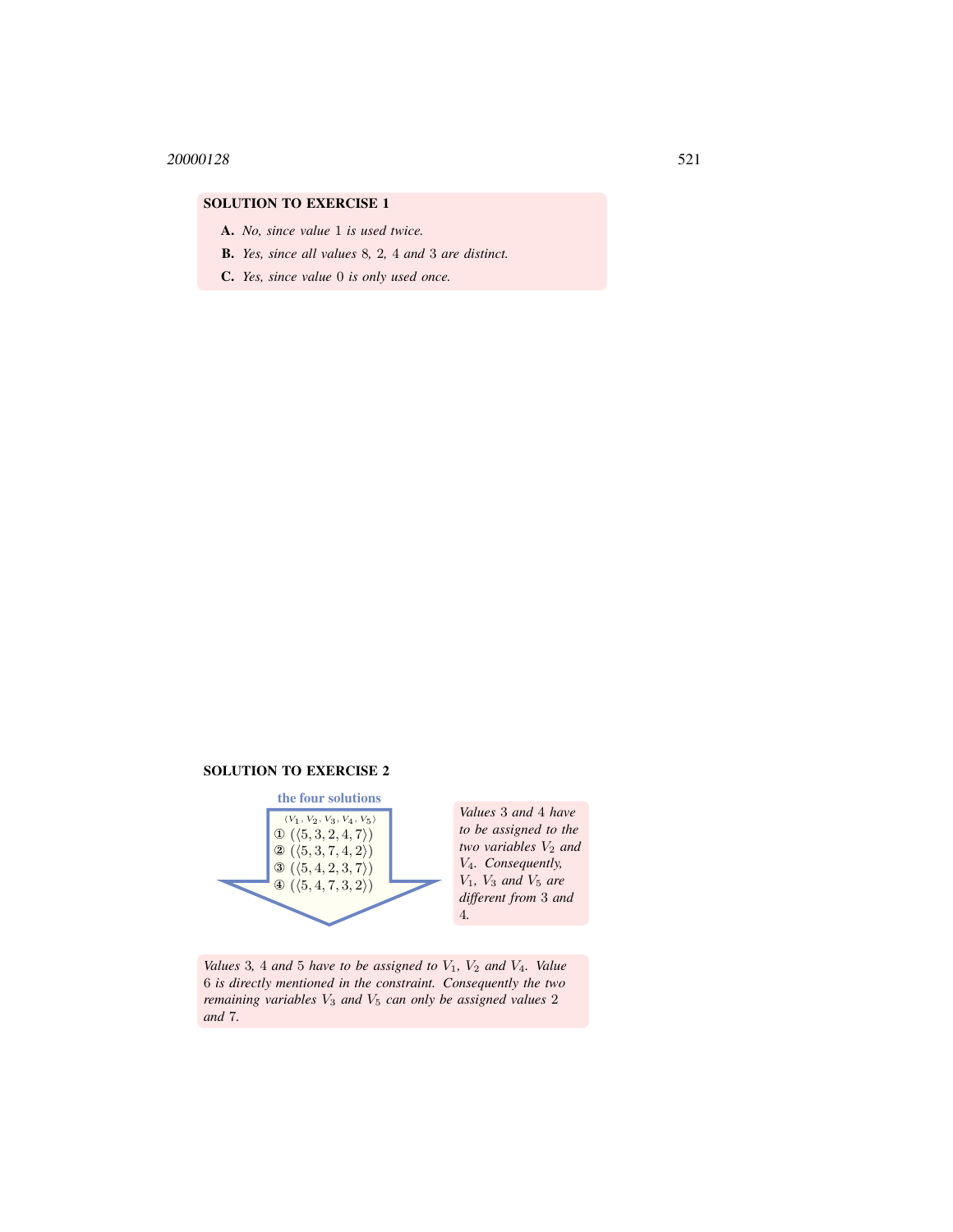**SOLUTION TO EXERCISE 1**

- **A.** *No, since value 1 is used twice.*
- **B.** *Yes, since all values 8, 2, 4 and 3 are distinct.*
- **C.** *Yes, since value 0 is only used once.*

**SOLUTION TO EXERCISE 2**

**the four solutions**

$\langle V_1, V_2, V_3, V_4, V_5 \rangle$

① $(\langle 5, 3, 2, 4, 7 \rangle)$
② $(\langle 5, 3, 7, 4, 2 \rangle)$
③ $(\langle 5, 4, 2, 3, 7 \rangle)$
④ $(\langle 5, 4, 7, 3, 2 \rangle)$

*Values 3 and 4 have to be assigned to the two variables $V_2$ and $V_4$. Consequently, $V_1$, $V_3$ and $V_5$ are different from 3 and 4.*

*Values 3, 4 and 5 have to be assigned to $V_1$, $V_2$ and $V_4$. Value 6 is directly mentioned in the constraint. Consequently the two remaining variables $V_3$ and $V_5$ can only be assigned values 2 and 7.*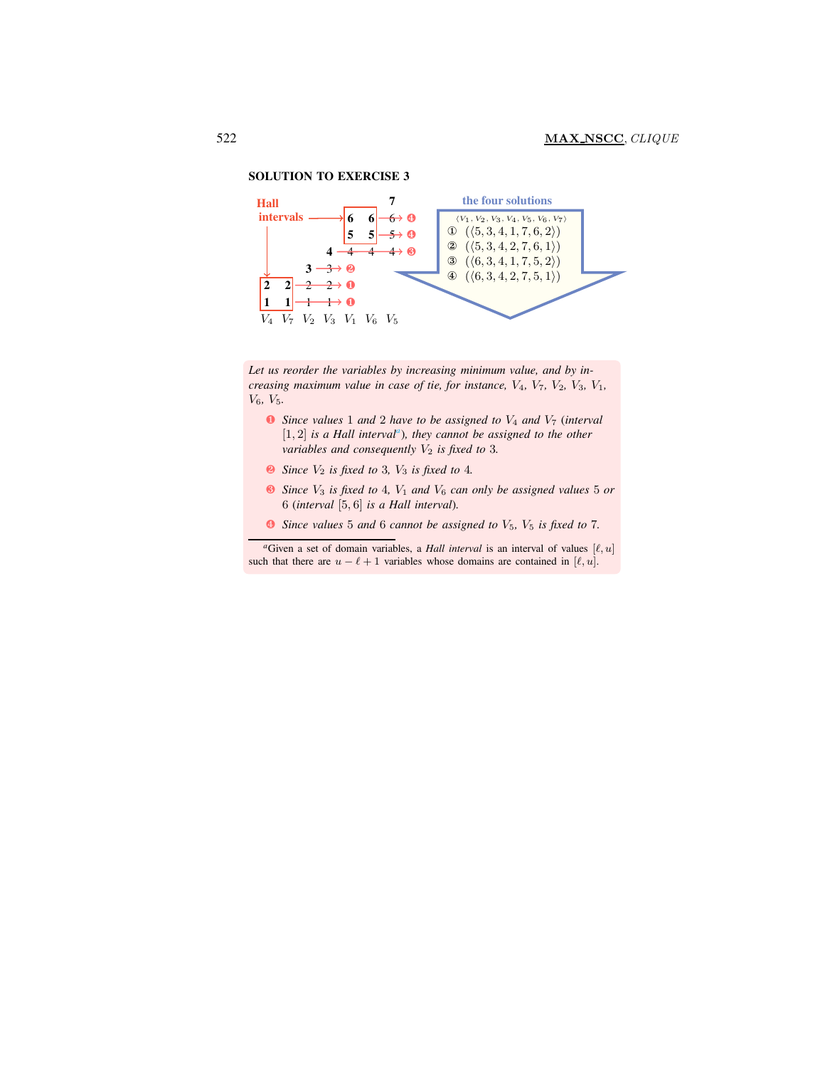**SOLUTION TO EXERCISE 3**

Hall intervals

the four solutions

$\langle V_1, V_2, V_3, V_4, V_5, V_6, V_7 \rangle$

① $(\langle 5, 3, 4, 1, 7, 6, 2 \rangle)$

② $(\langle 5, 3, 4, 2, 7, 6, 1 \rangle)$

③ $(\langle 6, 3, 4, 1, 7, 5, 2 \rangle)$

④ $(\langle 6, 3, 4, 2, 7, 5, 1 \rangle)$

$V_4$ $V_7$ $V_2$ $V_3$ $V_1$ $V_6$ $V_5$

*Let us reorder the variables by increasing minimum value, and by increasing maximum value in case of tie, for instance, $V_4$, $V_7$, $V_2$, $V_3$, $V_1$, $V_6$, $V_5$.*

- ❶ *Since values 1 and 2 have to be assigned to $V_4$ and $V_7$ (interval $[1, 2]$ is a Hall interval[a]), they cannot be assigned to the other variables and consequently $V_2$ is fixed to 3.*
- ❷ *Since $V_2$ is fixed to 3, $V_3$ is fixed to 4.*
- ❸ *Since $V_3$ is fixed to 4, $V_1$ and $V_6$ can only be assigned values 5 or 6 (interval $[5, 6]$ is a Hall interval).*
- ❹ *Since values 5 and 6 cannot be assigned to $V_5$, $V_5$ is fixed to 7.*

[a] Given a set of domain variables, a *Hall interval* is an interval of values $[\ell, u]$ such that there are $u - \ell + 1$ variables whose domains are contained in $[\ell, u]$.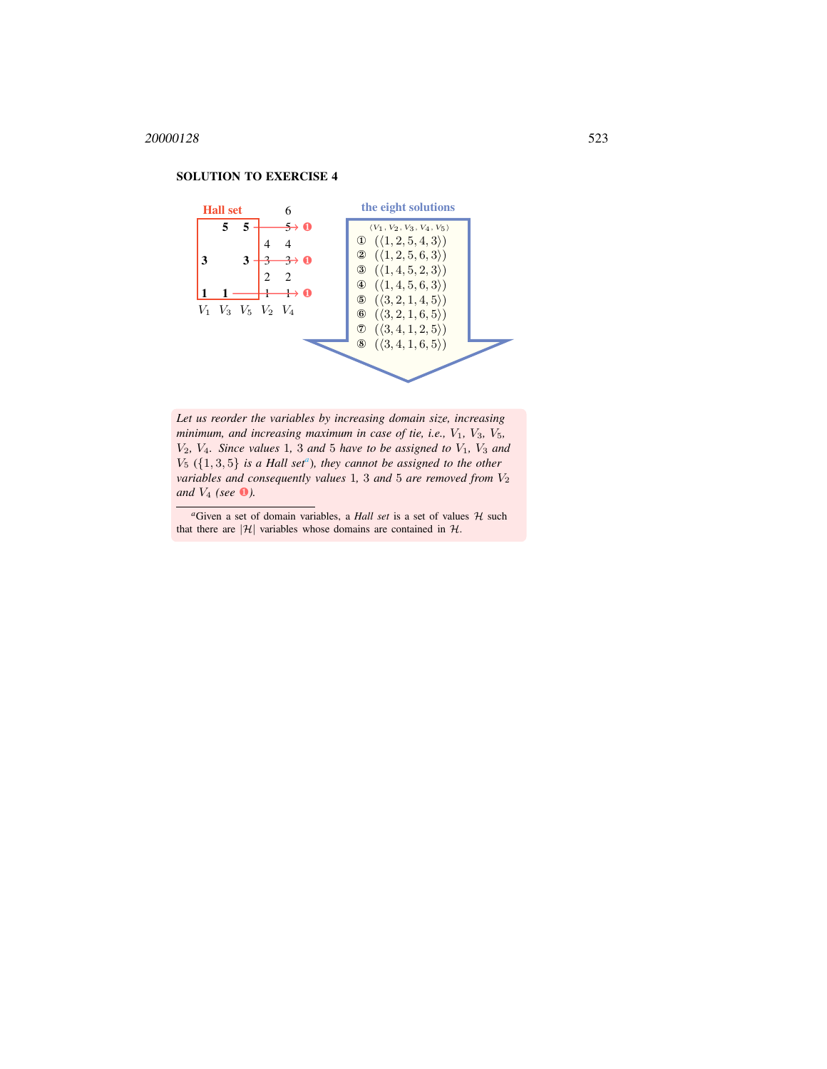## SOLUTION TO EXERCISE 4

**Hall set**

| $V_1$ | $V_3$ | $V_5$ | $V_2$ | $V_4$ |
|---|---|---|---|---|
| | | | | 6 |
| | **5** | **5** | 5 | 5 |
| | | | 4 | 4 |
| **3** | | **3** | 3 | 3 |
| | | | 2 | 2 |
| **1** | **1** | | 1 | 1 |

**the eight solutions**

$\langle V_1, V_2, V_3, V_4, V_5 \rangle$

① $(\langle 1, 2, 5, 4, 3 \rangle)$
② $(\langle 1, 2, 5, 6, 3 \rangle)$
③ $(\langle 1, 4, 5, 2, 3 \rangle)$
④ $(\langle 1, 4, 5, 6, 3 \rangle)$
⑤ $(\langle 3, 2, 1, 4, 5 \rangle)$
⑥ $(\langle 3, 2, 1, 6, 5 \rangle)$
⑦ $(\langle 3, 4, 1, 2, 5 \rangle)$
⑧ $(\langle 3, 4, 1, 6, 5 \rangle)$

*Let us reorder the variables by increasing domain size, increasing minimum, and increasing maximum in case of tie, i.e.,* $V_1$, $V_3$, $V_5$, $V_2$, $V_4$. *Since values* 1, 3 *and* 5 *have to be assigned to* $V_1$, $V_3$ *and* $V_5$ ($\{1, 3, 5\}$ *is a Hall set*[a]), *they cannot be assigned to the other variables and consequently values* 1, 3 *and* 5 *are removed from* $V_2$ *and* $V_4$ *(see* ❶*).*

[a] Given a set of domain variables, a *Hall set* is a set of values $\mathcal{H}$ such that there are $|\mathcal{H}|$ variables whose domains are contained in $\mathcal{H}$.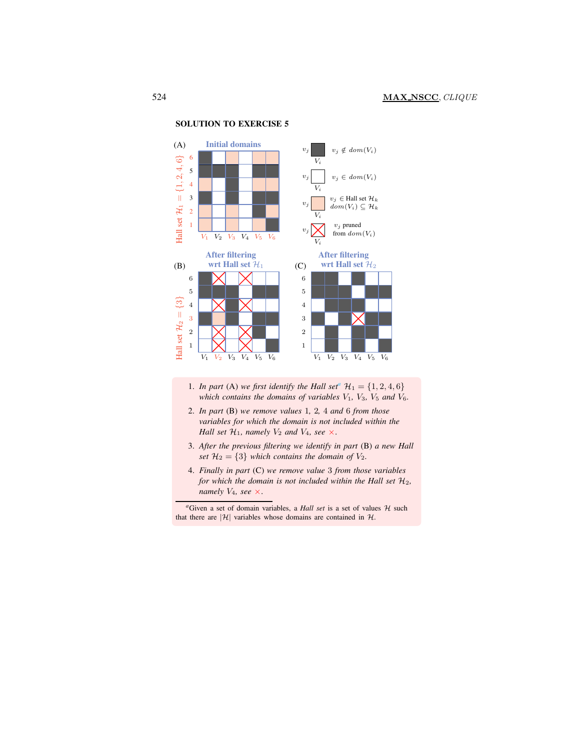## SOLUTION TO EXERCISE 5

(A) **Initial domains**

(B) **After filtering wrt Hall set $\mathcal{H}_1$**

(C) **After filtering wrt Hall set $\mathcal{H}_2$**

Legend:
- $v_j \notin dom(V_i)$
- $v_j \in dom(V_i)$
- $v_j \in$ Hall set $\mathcal{H}_k$, $dom(V_i) \subseteq \mathcal{H}_k$
- $v_j$ pruned from $dom(V_i)$

Hall set $\mathcal{H}_1 = \{1, 2, 4, 6\}$

Hall set $\mathcal{H}_2 = \{3\}$

1. *In part* (A) *we first identify the Hall set*[a] $\mathcal{H}_1 = \{1, 2, 4, 6\}$ *which contains the domains of variables* $V_1$*,* $V_3$*,* $V_5$ *and* $V_6$*.*
2. *In part* (B) *we remove values* 1*,* 2*,* 4 *and* 6 *from those variables for which the domain is not included within the Hall set* $\mathcal{H}_1$*, namely* $V_2$ *and* $V_4$*, see* ×*.*
3. *After the previous filtering we identify in part* (B) *a new Hall set* $\mathcal{H}_2 = \{3\}$ *which contains the domain of* $V_2$*.*
4. *Finally in part* (C) *we remove value* 3 *from those variables for which the domain is not included within the Hall set* $\mathcal{H}_2$*, namely* $V_4$*, see* ×*.*

[a] Given a set of domain variables, a *Hall set* is a set of values $\mathcal{H}$ such that there are $|\mathcal{H}|$ variables whose domains are contained in $\mathcal{H}$.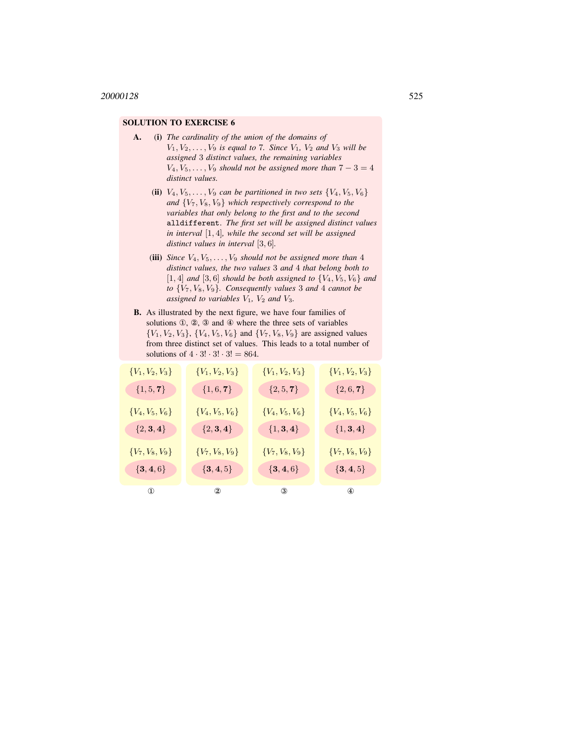**SOLUTION TO EXERCISE 6**

**A.**

**(i)** *The cardinality of the union of the domains of* $V_1, V_2, \ldots, V_9$ *is equal to* 7. *Since* $V_1$, $V_2$ *and* $V_3$ *will be assigned* 3 *distinct values, the remaining variables* $V_4, V_5, \ldots, V_9$ *should not be assigned more than* $7 - 3 = 4$ *distinct values.*

**(ii)** $V_4, V_5, \ldots, V_9$ *can be partitioned in two sets* $\{V_4, V_5, V_6\}$ *and* $\{V_7, V_8, V_9\}$ *which respectively correspond to the variables that only belong to the first and to the second* `alldifferent`. *The first set will be assigned distinct values in interval* $[1, 4]$, *while the second set will be assigned distinct values in interval* $[3, 6]$.

**(iii)** *Since* $V_4, V_5, \ldots, V_9$ *should not be assigned more than* 4 *distinct values, the two values* 3 *and* 4 *that belong both to* $[1, 4]$ *and* $[3, 6]$ *should be both assigned to* $\{V_4, V_5, V_6\}$ *and to* $\{V_7, V_8, V_9\}$. *Consequently values* 3 *and* 4 *cannot be assigned to variables* $V_1$, $V_2$ *and* $V_3$.

**B.** As illustrated by the next figure, we have four families of solutions ①, ②, ③ and ④ where the three sets of variables $\{V_1, V_2, V_3\}$, $\{V_4, V_5, V_6\}$ and $\{V_7, V_8, V_9\}$ are assigned values from three distinct set of values. This leads to a total number of solutions of $4 \cdot 3! \cdot 3! \cdot 3! = 864$.

| | ① | ② | ③ | ④ |
|---|---|---|---|---|
| $\{V_1, V_2, V_3\}$ | $\{1, 5, \mathbf{7}\}$ | $\{1, 6, \mathbf{7}\}$ | $\{2, 5, \mathbf{7}\}$ | $\{2, 6, \mathbf{7}\}$ |
| $\{V_4, V_5, V_6\}$ | $\{2, \mathbf{3}, \mathbf{4}\}$ | $\{2, \mathbf{3}, \mathbf{4}\}$ | $\{1, \mathbf{3}, \mathbf{4}\}$ | $\{1, \mathbf{3}, \mathbf{4}\}$ |
| $\{V_7, V_8, V_9\}$ | $\{\mathbf{3}, \mathbf{4}, 6\}$ | $\{\mathbf{3}, \mathbf{4}, 5\}$ | $\{\mathbf{3}, \mathbf{4}, 6\}$ | $\{\mathbf{3}, \mathbf{4}, 5\}$ |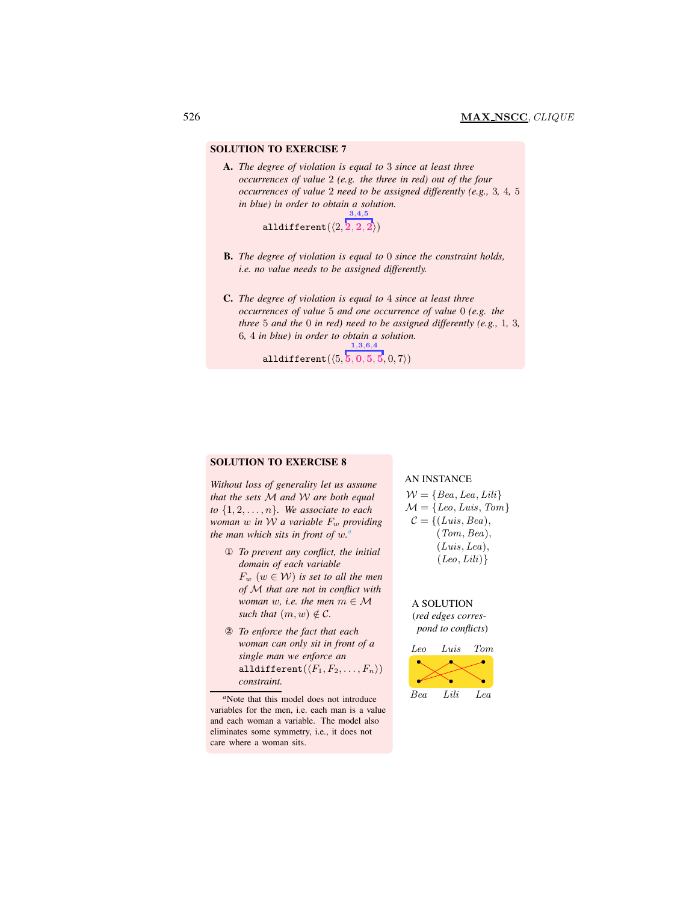## SOLUTION TO EXERCISE 7

**A.** *The degree of violation is equal to 3 since at least three occurrences of value 2 (e.g. the three in red) out of the four occurrences of value 2 need to be assigned differently (e.g., 3, 4, 5 in blue) in order to obtain a solution.*

$$\texttt{alldifferent}(\langle 2, \overbrace{\mathbf{2}, \mathbf{2}, \mathbf{2}}^{3,4,5}\rangle)$$

**B.** *The degree of violation is equal to 0 since the constraint holds, i.e. no value needs to be assigned differently.*

**C.** *The degree of violation is equal to 4 since at least three occurrences of value 5 and one occurrence of value 0 (e.g. the three 5 and the 0 in red) need to be assigned differently (e.g., 1, 3, 6, 4 in blue) in order to obtain a solution.*

$$\texttt{alldifferent}(\langle 5, \overbrace{\mathbf{5}, \mathbf{0}, \mathbf{5}, \mathbf{5}}^{1,3,6,4}, 0, 7\rangle)$$

## SOLUTION TO EXERCISE 8

*Without loss of generality let us assume that the sets $\mathcal{M}$ and $\mathcal{W}$ are both equal to $\{1, 2, \ldots, n\}$. We associate to each woman $w$ in $\mathcal{W}$ a variable $F_w$ providing the man which sits in front of $w$.*[a]

① *To prevent any conflict, the initial domain of each variable $F_w$ ($w \in \mathcal{W}$) is set to all the men of $\mathcal{M}$ that are not in conflict with woman $w$, i.e. the men $m \in \mathcal{M}$ such that $(m, w) \notin \mathcal{C}$.*

② *To enforce the fact that each woman can only sit in front of a single man we enforce an* $\texttt{alldifferent}(\langle F_1, F_2, \ldots, F_n\rangle)$ *constraint.*

[a]Note that this model does not introduce variables for the men, i.e. each man is a value and each woman a variable. The model also eliminates some symmetry, i.e., it does not care where a woman sits.

AN INSTANCE

$\mathcal{W} = \{Bea, Lea, Lili\}$
$\mathcal{M} = \{Leo, Luis, Tom\}$
$\mathcal{C} = \{(Luis, Bea), (Tom, Bea), (Luis, Lea), (Leo, Lili)\}$

A SOLUTION
(*red edges correspond to conflicts*)

*Leo* *Luis* *Tom*

*Bea* *Lili* *Lea*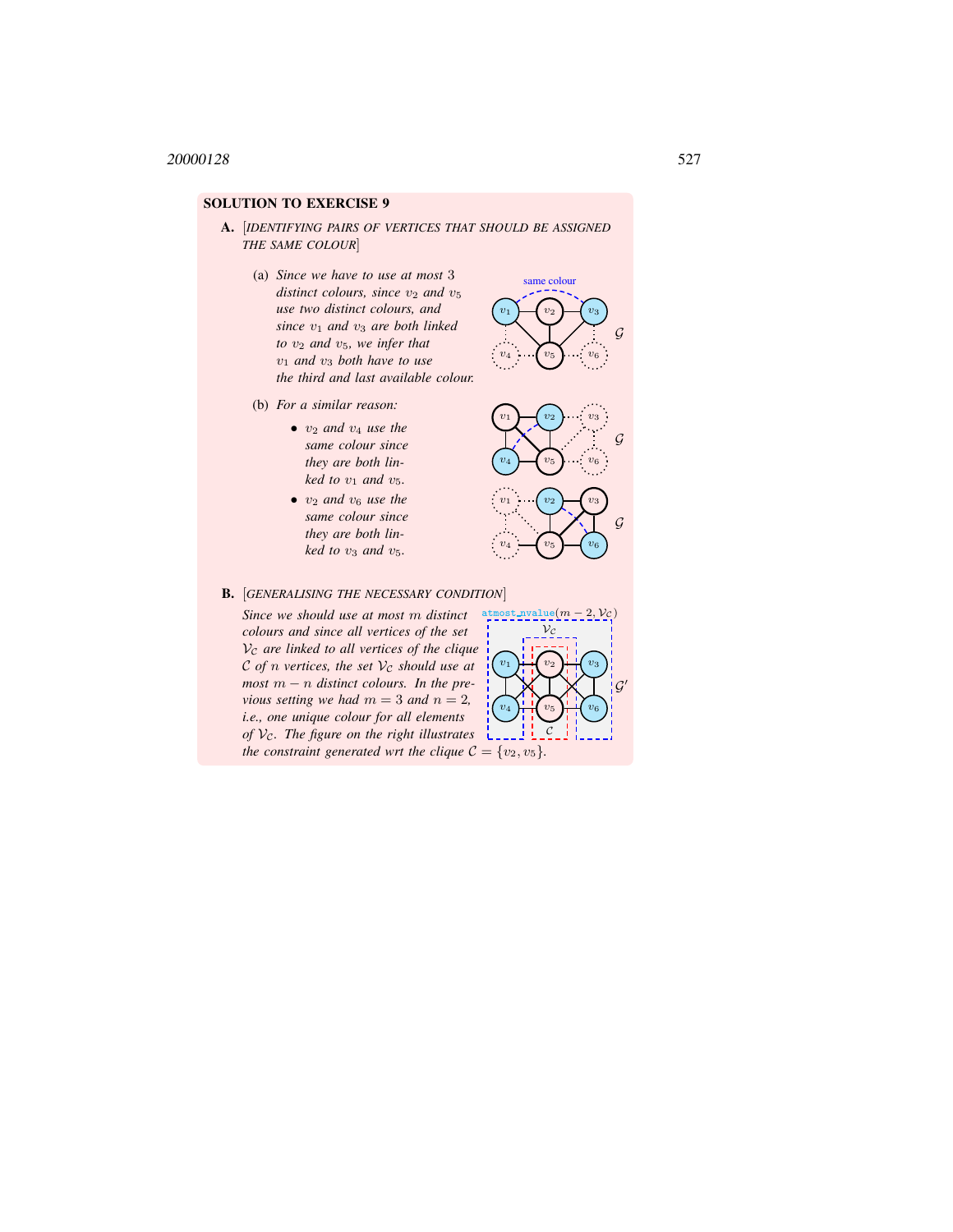**SOLUTION TO EXERCISE 9**

**A.** [*IDENTIFYING PAIRS OF VERTICES THAT SHOULD BE ASSIGNED THE SAME COLOUR*]

(a) *Since we have to use at most 3 distinct colours, since $v_2$ and $v_5$ use two distinct colours, and since $v_1$ and $v_3$ are both linked to $v_2$ and $v_5$, we infer that $v_1$ and $v_3$ both have to use the third and last available colour.*

(b) *For a similar reason:*

- *$v_2$ and $v_4$ use the same colour since they are both linked to $v_1$ and $v_5$.*
- *$v_2$ and $v_6$ use the same colour since they are both linked to $v_3$ and $v_5$.*

**B.** [*GENERALISING THE NECESSARY CONDITION*]

*Since we should use at most $m$ distinct colours and since all vertices of the set $\mathcal{V}_\mathcal{C}$ are linked to all vertices of the clique $\mathcal{C}$ of $n$ vertices, the set $\mathcal{V}_\mathcal{C}$ should use at most $m - n$ distinct colours. In the previous setting we had $m = 3$ and $n = 2$, i.e., one unique colour for all elements of $\mathcal{V}_\mathcal{C}$. The figure on the right illustrates the constraint generated wrt the clique $\mathcal{C} = \{v_2, v_5\}$.*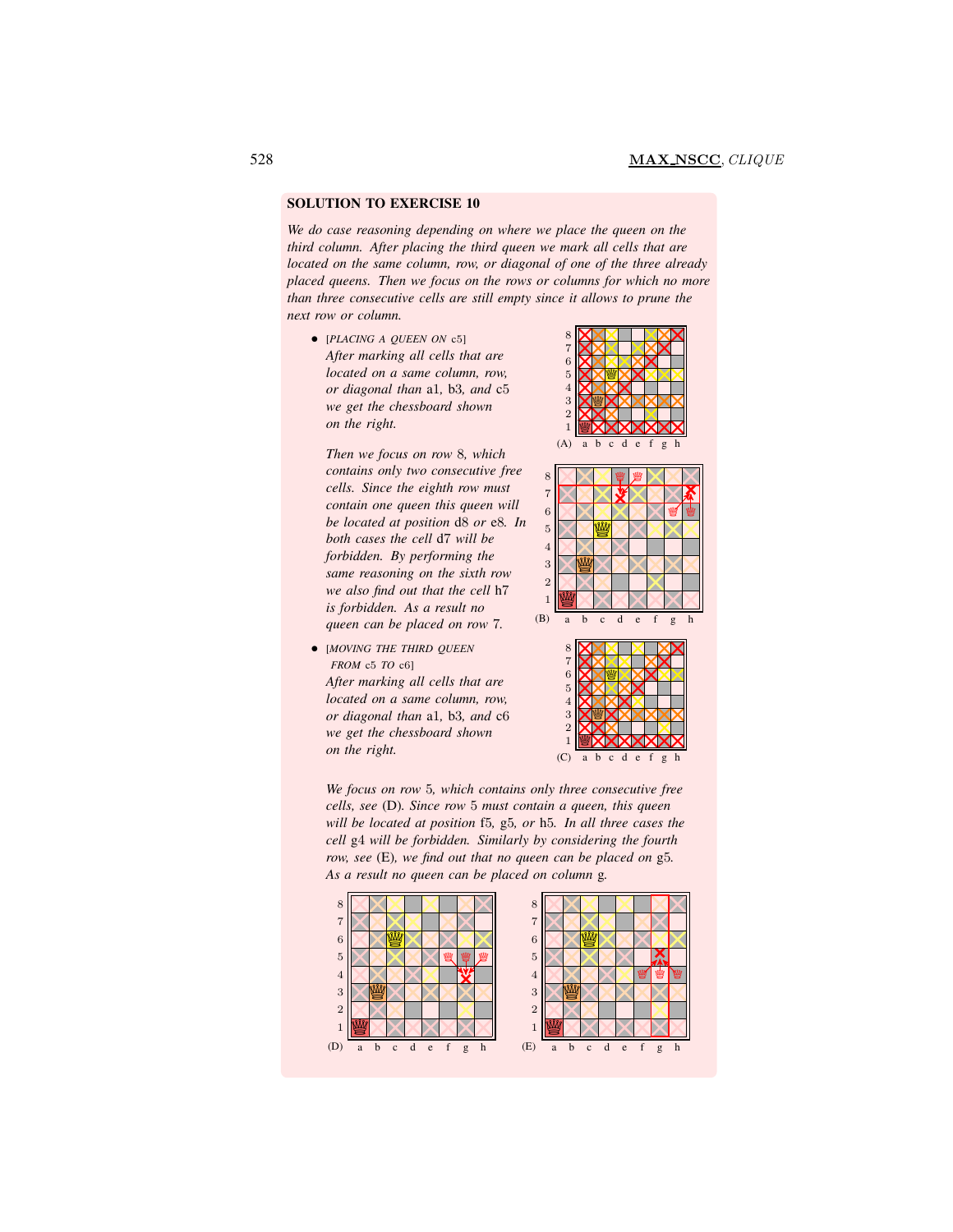## SOLUTION TO EXERCISE 10

*We do case reasoning depending on where we place the queen on the third column. After placing the third queen we mark all cells that are located on the same column, row, or diagonal of one of the three already placed queens. Then we focus on the rows or columns for which no more than three consecutive cells are still empty since it allows to prune the next row or column.*

- [PLACING A QUEEN ON c5]
  *After marking all cells that are located on a same column, row, or diagonal than* a1, b3, *and* c5 *we get the chessboard shown on the right.*

  *Then we focus on row* 8, *which contains only two consecutive free cells. Since the eighth row must contain one queen this queen will be located at position* d8 *or* e8. *In both cases the cell* d7 *will be forbidden. By performing the same reasoning on the sixth row we also find out that the cell* h7 *is forbidden. As a result no queen can be placed on row* 7.

  (A)

  (B)

- [MOVING THE THIRD QUEEN FROM c5 TO c6]
  *After marking all cells that are located on a same column, row, or diagonal than* a1, b3, *and* c6 *we get the chessboard shown on the right.*

  (C)

  *We focus on row* 5, *which contains only three consecutive free cells, see* (D). *Since row* 5 *must contain a queen, this queen will be located at position* f5, g5, *or* h5. *In all three cases the cell* g4 *will be forbidden. Similarly by considering the fourth row, see* (E), *we find out that no queen can be placed on* g5. *As a result no queen can be placed on column* g.

  (D)

  (E)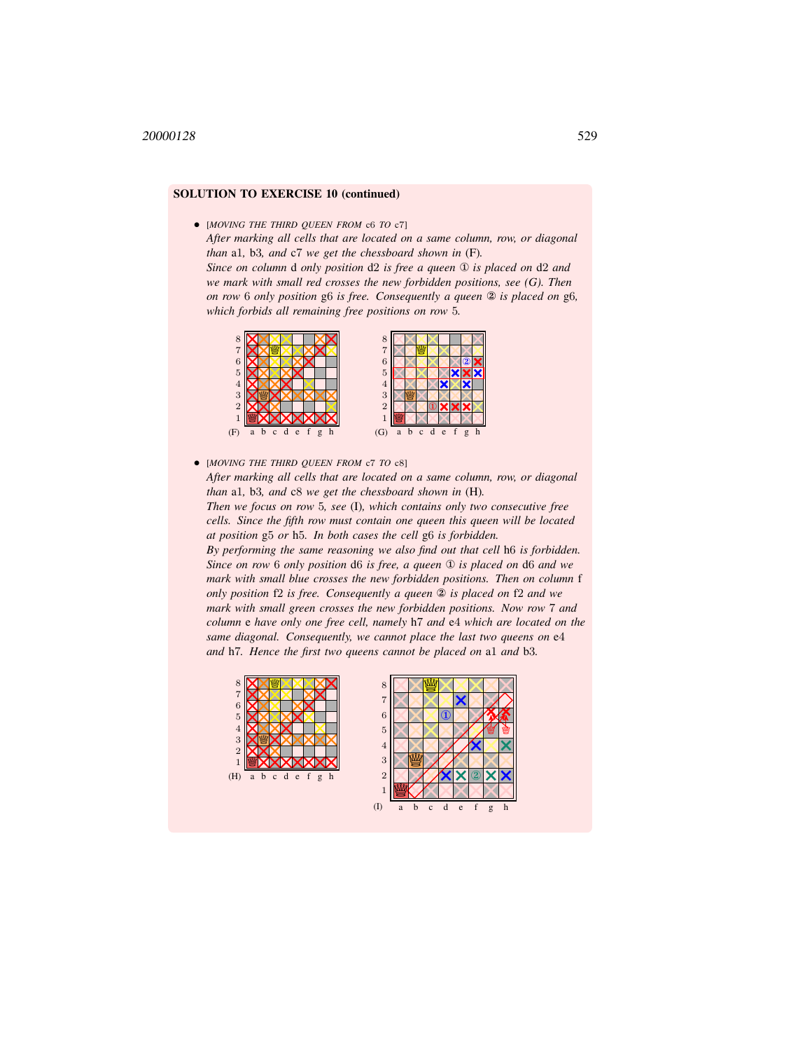**SOLUTION TO EXERCISE 10 (continued)**

- [*MOVING THE THIRD QUEEN FROM* c6 *TO* c7]
  *After marking all cells that are located on a same column, row, or diagonal than* a1*,* b3*, and* c7 *we get the chessboard shown in* (F)*.*
  *Since on column* d *only position* d2 *is free a queen* ① *is placed on* d2 *and we mark with small red crosses the new forbidden positions, see (G). Then on row* 6 *only position* g6 *is free. Consequently a queen* ② *is placed on* g6*, which forbids all remaining free positions on row* 5*.*

(F) a b c d e f g h

(G) a b c d e f g h

- [*MOVING THE THIRD QUEEN FROM* c7 *TO* c8]
  *After marking all cells that are located on a same column, row, or diagonal than* a1*,* b3*, and* c8 *we get the chessboard shown in* (H)*.*
  *Then we focus on row* 5*, see* (I)*, which contains only two consecutive free cells. Since the fifth row must contain one queen this queen will be located at position* g5 *or* h5*. In both cases the cell* g6 *is forbidden.*
  *By performing the same reasoning we also find out that cell* h6 *is forbidden. Since on row* 6 *only position* d6 *is free, a queen* ① *is placed on* d6 *and we mark with small blue crosses the new forbidden positions. Then on column* f *only position* f2 *is free. Consequently a queen* ② *is placed on* f2 *and we mark with small green crosses the new forbidden positions. Now row* 7 *and column* e *have only one free cell, namely* h7 *and* e4 *which are located on the same diagonal. Consequently, we cannot place the last two queens on* e4 *and* h7*. Hence the first two queens cannot be placed on* a1 *and* b3*.*

(H) a b c d e f g h

(I) a b c d e f g h